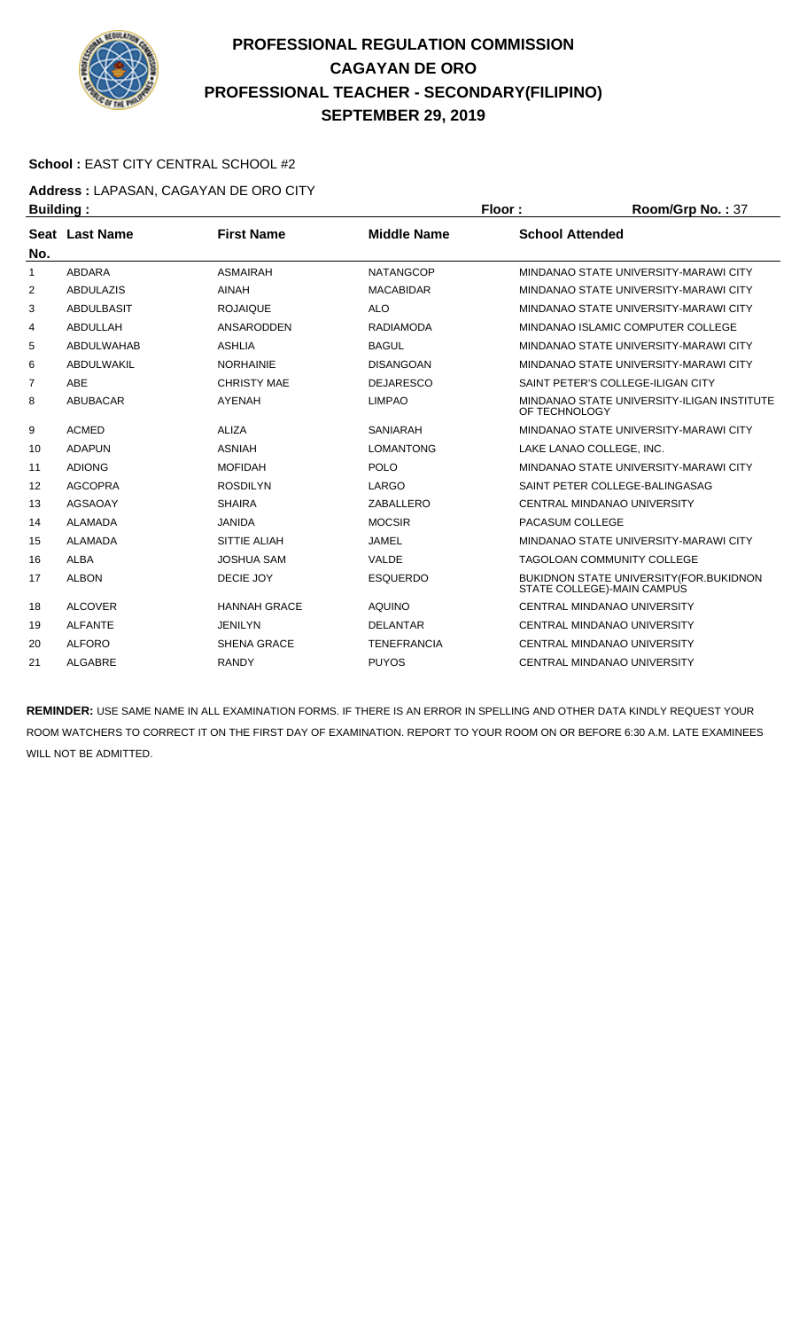# PROFESSIONAL REGULATION COMMISSION
## CAGAYAN DE ORO
## PROFESSIONAL TEACHER - SECONDARY(FILIPINO)
## SEPTEMBER 29, 2019

**School :** EAST CITY CENTRAL SCHOOL #2

**Address :** LAPASAN, CAGAYAN DE ORO CITY

**Building :** **Floor :** **Room/Grp No. :** 37

| Seat No. | Last Name | First Name | Middle Name | School Attended |
|---|---|---|---|---|
| 1 | ABDARA | ASMAIRAH | NATANGCOP | MINDANAO STATE UNIVERSITY-MARAWI CITY |
| 2 | ABDULAZIS | AINAH | MACABIDAR | MINDANAO STATE UNIVERSITY-MARAWI CITY |
| 3 | ABDULBASIT | ROJAIQUE | ALO | MINDANAO STATE UNIVERSITY-MARAWI CITY |
| 4 | ABDULLAH | ANSARODDEN | RADIAMODA | MINDANAO ISLAMIC COMPUTER COLLEGE |
| 5 | ABDULWAHAB | ASHLIA | BAGUL | MINDANAO STATE UNIVERSITY-MARAWI CITY |
| 6 | ABDULWAKIL | NORHAINIE | DISANGOAN | MINDANAO STATE UNIVERSITY-MARAWI CITY |
| 7 | ABE | CHRISTY MAE | DEJARESCO | SAINT PETER'S COLLEGE-ILIGAN CITY |
| 8 | ABUBACAR | AYENAH | LIMPAO | MINDANAO STATE UNIVERSITY-ILIGAN INSTITUTE OF TECHNOLOGY |
| 9 | ACMED | ALIZA | SANIARAH | MINDANAO STATE UNIVERSITY-MARAWI CITY |
| 10 | ADAPUN | ASNIAH | LOMANTONG | LAKE LANAO COLLEGE, INC. |
| 11 | ADIONG | MOFIDAH | POLO | MINDANAO STATE UNIVERSITY-MARAWI CITY |
| 12 | AGCOPRA | ROSDILYN | LARGO | SAINT PETER COLLEGE-BALINGASAG |
| 13 | AGSAOAY | SHAIRA | ZABALLERO | CENTRAL MINDANAO UNIVERSITY |
| 14 | ALAMADA | JANIDA | MOCSIR | PACASUM COLLEGE |
| 15 | ALAMADA | SITTIE ALIAH | JAMEL | MINDANAO STATE UNIVERSITY-MARAWI CITY |
| 16 | ALBA | JOSHUA SAM | VALDE | TAGOLOAN COMMUNITY COLLEGE |
| 17 | ALBON | DECIE JOY | ESQUERDO | BUKIDNON STATE UNIVERSITY(FOR.BUKIDNON STATE COLLEGE)-MAIN CAMPUS |
| 18 | ALCOVER | HANNAH GRACE | AQUINO | CENTRAL MINDANAO UNIVERSITY |
| 19 | ALFANTE | JENILYN | DELANTAR | CENTRAL MINDANAO UNIVERSITY |
| 20 | ALFORO | SHENA GRACE | TENEFRANCIA | CENTRAL MINDANAO UNIVERSITY |
| 21 | ALGABRE | RANDY | PUYOS | CENTRAL MINDANAO UNIVERSITY |

**REMINDER:** USE SAME NAME IN ALL EXAMINATION FORMS. IF THERE IS AN ERROR IN SPELLING AND OTHER DATA KINDLY REQUEST YOUR ROOM WATCHERS TO CORRECT IT ON THE FIRST DAY OF EXAMINATION. REPORT TO YOUR ROOM ON OR BEFORE 6:30 A.M. LATE EXAMINEES WILL NOT BE ADMITTED.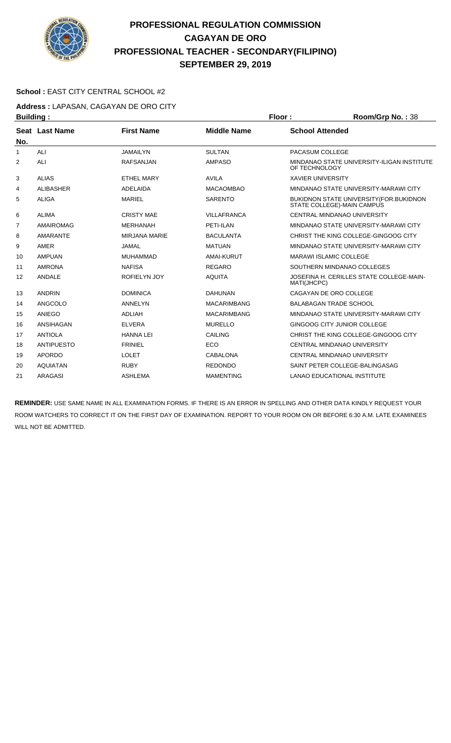# PROFESSIONAL REGULATION COMMISSION
# CAGAYAN DE ORO
# PROFESSIONAL TEACHER - SECONDARY(FILIPINO)
# SEPTEMBER 29, 2019

**School :** EAST CITY CENTRAL SCHOOL #2

**Address :** LAPASAN, CAGAYAN DE ORO CITY

**Building :** **Floor :** **Room/Grp No. :** 38

| Seat No. | Last Name | First Name | Middle Name | School Attended |
|---|---|---|---|---|
| 1 | ALI | JAMAILYN | SULTAN | PACASUM COLLEGE |
| 2 | ALI | RAFSANJAN | AMPASO | MINDANAO STATE UNIVERSITY-ILIGAN INSTITUTE OF TECHNOLOGY |
| 3 | ALIAS | ETHEL MARY | AVILA | XAVIER UNIVERSITY |
| 4 | ALIBASHER | ADELAIDA | MACAOMBAO | MINDANAO STATE UNIVERSITY-MARAWI CITY |
| 5 | ALIGA | MARIEL | SARENTO | BUKIDNON STATE UNIVERSITY(FOR.BUKIDNON STATE COLLEGE)-MAIN CAMPUS |
| 6 | ALIMA | CRISTY MAE | VILLAFRANCA | CENTRAL MINDANAO UNIVERSITY |
| 7 | AMAIROMAG | MERHANAH | PETI-ILAN | MINDANAO STATE UNIVERSITY-MARAWI CITY |
| 8 | AMARANTE | MIRJANA MARIE | BACULANTA | CHRIST THE KING COLLEGE-GINGOOG CITY |
| 9 | AMER | JAMAL | MATUAN | MINDANAO STATE UNIVERSITY-MARAWI CITY |
| 10 | AMPUAN | MUHAMMAD | AMAI-KURUT | MARAWI ISLAMIC COLLEGE |
| 11 | AMRONA | NAFISA | REGARO | SOUTHERN MINDANAO COLLEGES |
| 12 | ANDALE | ROFIELYN JOY | AQUITA | JOSEFINA H. CERILLES STATE COLLEGE-MAIN-MATI(JHCPC) |
| 13 | ANDRIN | DOMINICA | DAHUNAN | CAGAYAN DE ORO COLLEGE |
| 14 | ANGCOLO | ANNELYN | MACARIMBANG | BALABAGAN TRADE SCHOOL |
| 15 | ANIEGO | ADLIAH | MACARIMBANG | MINDANAO STATE UNIVERSITY-MARAWI CITY |
| 16 | ANSIHAGAN | ELVERA | MURELLO | GINGOOG CITY JUNIOR COLLEGE |
| 17 | ANTIOLA | HANNA LEI | CAILING | CHRIST THE KING COLLEGE-GINGOOG CITY |
| 18 | ANTIPUESTO | FRINIEL | ECO | CENTRAL MINDANAO UNIVERSITY |
| 19 | APORDO | LOLET | CABALONA | CENTRAL MINDANAO UNIVERSITY |
| 20 | AQUIATAN | RUBY | REDONDO | SAINT PETER COLLEGE-BALINGASAG |
| 21 | ARAGASI | ASHLEMA | MAMENTING | LANAO EDUCATIONAL INSTITUTE |

**REMINDER:** USE SAME NAME IN ALL EXAMINATION FORMS. IF THERE IS AN ERROR IN SPELLING AND OTHER DATA KINDLY REQUEST YOUR ROOM WATCHERS TO CORRECT IT ON THE FIRST DAY OF EXAMINATION. REPORT TO YOUR ROOM ON OR BEFORE 6:30 A.M. LATE EXAMINEES WILL NOT BE ADMITTED.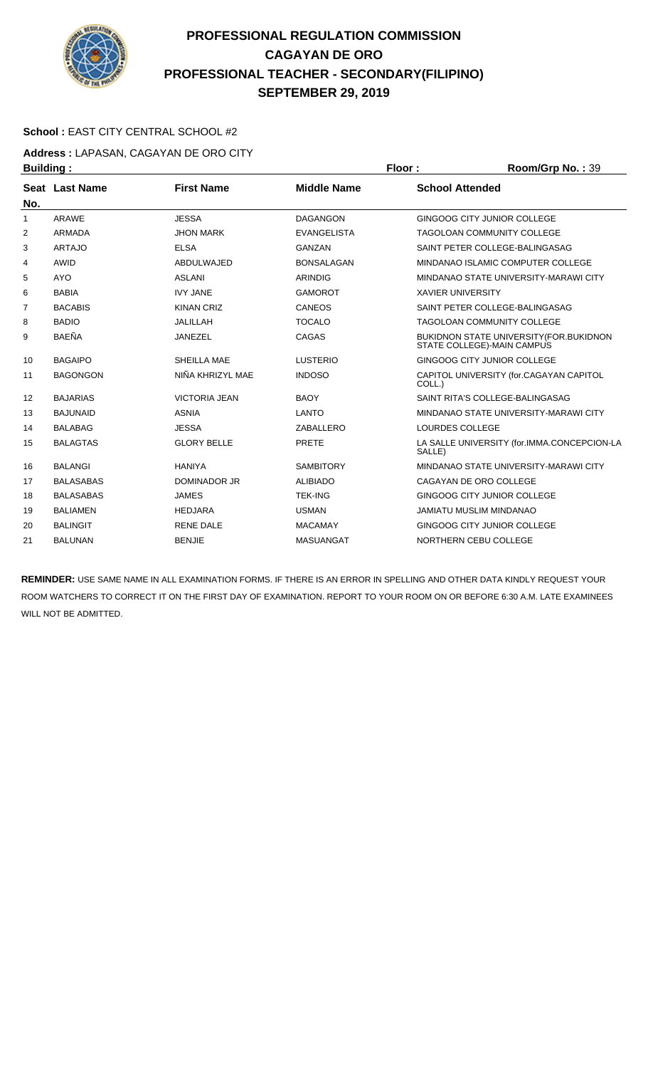# PROFESSIONAL REGULATION COMMISSION
# CAGAYAN DE ORO
# PROFESSIONAL TEACHER - SECONDARY(FILIPINO)
# SEPTEMBER 29, 2019

**School :** EAST CITY CENTRAL SCHOOL #2

**Address :** LAPASAN, CAGAYAN DE ORO CITY

**Building :** **Floor :** **Room/Grp No. :** 39

| Seat No. | Last Name | First Name | Middle Name | School Attended |
|---|---|---|---|---|
| 1 | ARAWE | JESSA | DAGANGON | GINGOOG CITY JUNIOR COLLEGE |
| 2 | ARMADA | JHON MARK | EVANGELISTA | TAGOLOAN COMMUNITY COLLEGE |
| 3 | ARTAJO | ELSA | GANZAN | SAINT PETER COLLEGE-BALINGASAG |
| 4 | AWID | ABDULWAJED | BONSALAGAN | MINDANAO ISLAMIC COMPUTER COLLEGE |
| 5 | AYO | ASLANI | ARINDIG | MINDANAO STATE UNIVERSITY-MARAWI CITY |
| 6 | BABIA | IVY JANE | GAMOROT | XAVIER UNIVERSITY |
| 7 | BACABIS | KINAN CRIZ | CANEOS | SAINT PETER COLLEGE-BALINGASAG |
| 8 | BADIO | JALILLAH | TOCALO | TAGOLOAN COMMUNITY COLLEGE |
| 9 | BAEÑA | JANEZEL | CAGAS | BUKIDNON STATE UNIVERSITY(FOR.BUKIDNON STATE COLLEGE)-MAIN CAMPUS |
| 10 | BAGAIPO | SHEILLA MAE | LUSTERIO | GINGOOG CITY JUNIOR COLLEGE |
| 11 | BAGONGON | NIÑA KHRIZYL MAE | INDOSO | CAPITOL UNIVERSITY (for.CAGAYAN CAPITOL COLL.) |
| 12 | BAJARIAS | VICTORIA JEAN | BAOY | SAINT RITA'S COLLEGE-BALINGASAG |
| 13 | BAJUNAID | ASNIA | LANTO | MINDANAO STATE UNIVERSITY-MARAWI CITY |
| 14 | BALABAG | JESSA | ZABALLERO | LOURDES COLLEGE |
| 15 | BALAGTAS | GLORY BELLE | PRETE | LA SALLE UNIVERSITY (for.IMMA.CONCEPCION-LA SALLE) |
| 16 | BALANGI | HANIYA | SAMBITORY | MINDANAO STATE UNIVERSITY-MARAWI CITY |
| 17 | BALASABAS | DOMINADOR JR | ALIBIADO | CAGAYAN DE ORO COLLEGE |
| 18 | BALASABAS | JAMES | TEK-ING | GINGOOG CITY JUNIOR COLLEGE |
| 19 | BALIAMEN | HEDJARA | USMAN | JAMIATU MUSLIM MINDANAO |
| 20 | BALINGIT | RENE DALE | MACAMAY | GINGOOG CITY JUNIOR COLLEGE |
| 21 | BALUNAN | BENJIE | MASUANGAT | NORTHERN CEBU COLLEGE |

**REMINDER:** USE SAME NAME IN ALL EXAMINATION FORMS. IF THERE IS AN ERROR IN SPELLING AND OTHER DATA KINDLY REQUEST YOUR ROOM WATCHERS TO CORRECT IT ON THE FIRST DAY OF EXAMINATION. REPORT TO YOUR ROOM ON OR BEFORE 6:30 A.M. LATE EXAMINEES WILL NOT BE ADMITTED.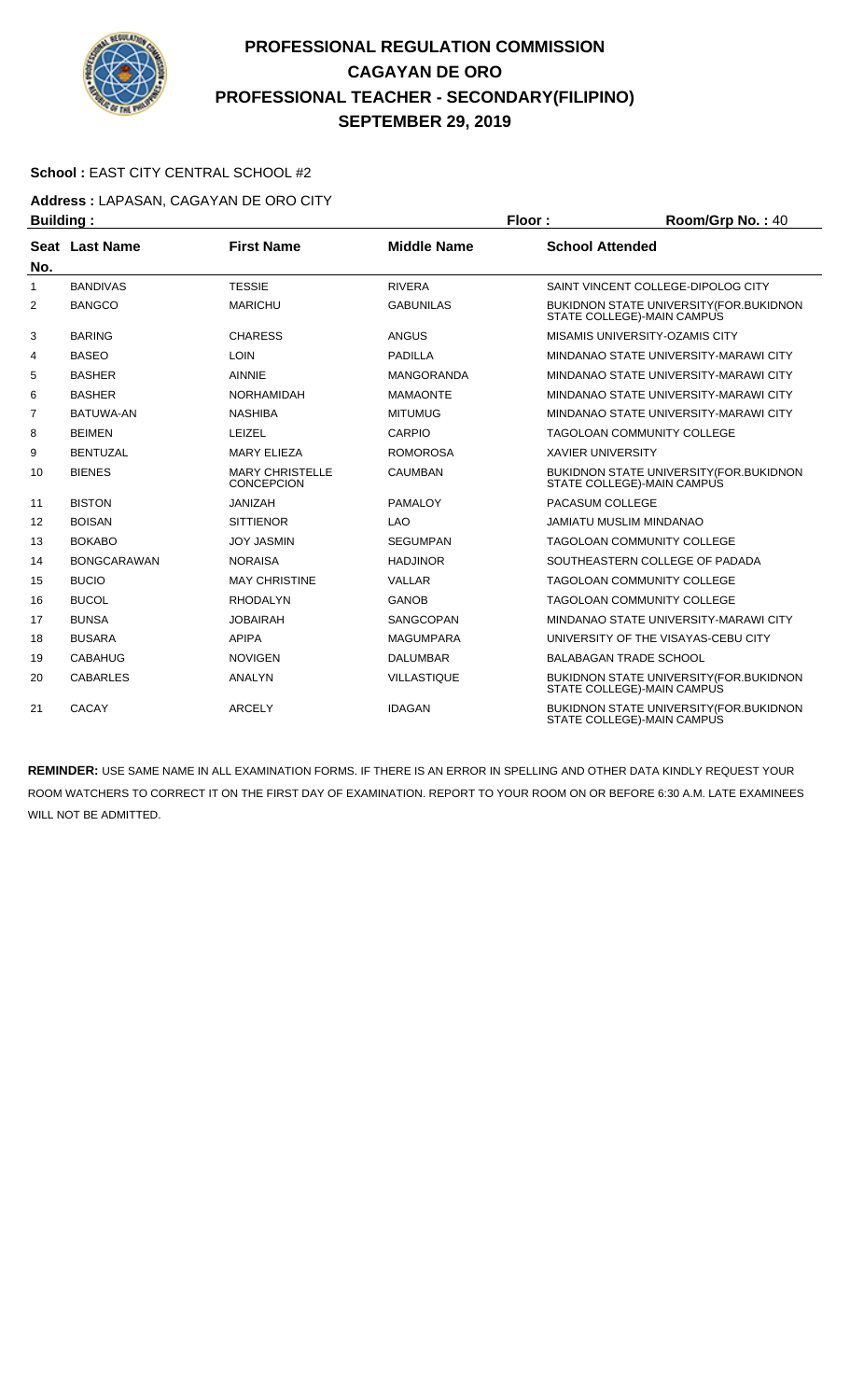# PROFESSIONAL REGULATION COMMISSION
## CAGAYAN DE ORO
## PROFESSIONAL TEACHER - SECONDARY(FILIPINO)
## SEPTEMBER 29, 2019

**School :** EAST CITY CENTRAL SCHOOL #2

**Address :** LAPASAN, CAGAYAN DE ORO CITY

**Building :** **Floor :** **Room/Grp No. :** 40

| Seat No. | Last Name | First Name | Middle Name | School Attended |
|---|---|---|---|---|
| 1 | BANDIVAS | TESSIE | RIVERA | SAINT VINCENT COLLEGE-DIPOLOG CITY |
| 2 | BANGCO | MARICHU | GABUNILAS | BUKIDNON STATE UNIVERSITY(FOR.BUKIDNON STATE COLLEGE)-MAIN CAMPUS |
| 3 | BARING | CHARESS | ANGUS | MISAMIS UNIVERSITY-OZAMIS CITY |
| 4 | BASEO | LOIN | PADILLA | MINDANAO STATE UNIVERSITY-MARAWI CITY |
| 5 | BASHER | AINNIE | MANGORANDA | MINDANAO STATE UNIVERSITY-MARAWI CITY |
| 6 | BASHER | NORHAMIDAH | MAMAONTE | MINDANAO STATE UNIVERSITY-MARAWI CITY |
| 7 | BATUWA-AN | NASHIBA | MITUMUG | MINDANAO STATE UNIVERSITY-MARAWI CITY |
| 8 | BEIMEN | LEIZEL | CARPIO | TAGOLOAN COMMUNITY COLLEGE |
| 9 | BENTUZAL | MARY ELIEZA | ROMOROSA | XAVIER UNIVERSITY |
| 10 | BIENES | MARY CHRISTELLE CONCEPCION | CAUMBAN | BUKIDNON STATE UNIVERSITY(FOR.BUKIDNON STATE COLLEGE)-MAIN CAMPUS |
| 11 | BISTON | JANIZAH | PAMALOY | PACASUM COLLEGE |
| 12 | BOISAN | SITTIENOR | LAO | JAMIATU MUSLIM MINDANAO |
| 13 | BOKABO | JOY JASMIN | SEGUMPAN | TAGOLOAN COMMUNITY COLLEGE |
| 14 | BONGCARAWAN | NORAISA | HADJINOR | SOUTHEASTERN COLLEGE OF PADADA |
| 15 | BUCIO | MAY CHRISTINE | VALLAR | TAGOLOAN COMMUNITY COLLEGE |
| 16 | BUCOL | RHODALYN | GANOB | TAGOLOAN COMMUNITY COLLEGE |
| 17 | BUNSA | JOBAIRAH | SANGCOPAN | MINDANAO STATE UNIVERSITY-MARAWI CITY |
| 18 | BUSARA | APIPA | MAGUMPARA | UNIVERSITY OF THE VISAYAS-CEBU CITY |
| 19 | CABAHUG | NOVIGEN | DALUMBAR | BALABAGAN TRADE SCHOOL |
| 20 | CABARLES | ANALYN | VILLASTIQUE | BUKIDNON STATE UNIVERSITY(FOR.BUKIDNON STATE COLLEGE)-MAIN CAMPUS |
| 21 | CACAY | ARCELY | IDAGAN | BUKIDNON STATE UNIVERSITY(FOR.BUKIDNON STATE COLLEGE)-MAIN CAMPUS |

**REMINDER:** USE SAME NAME IN ALL EXAMINATION FORMS. IF THERE IS AN ERROR IN SPELLING AND OTHER DATA KINDLY REQUEST YOUR ROOM WATCHERS TO CORRECT IT ON THE FIRST DAY OF EXAMINATION. REPORT TO YOUR ROOM ON OR BEFORE 6:30 A.M. LATE EXAMINEES WILL NOT BE ADMITTED.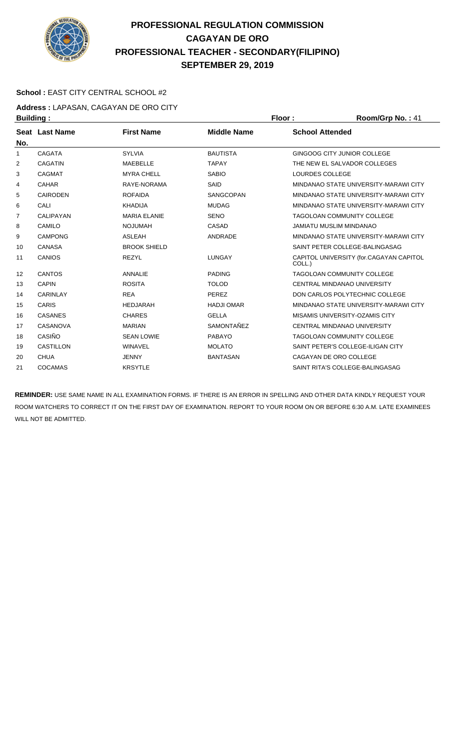# PROFESSIONAL REGULATION COMMISSION
## CAGAYAN DE ORO
## PROFESSIONAL TEACHER - SECONDARY(FILIPINO)
## SEPTEMBER 29, 2019

**School :** EAST CITY CENTRAL SCHOOL #2

**Address :** LAPASAN, CAGAYAN DE ORO CITY

**Building :** **Floor :** **Room/Grp No. :** 41

| Seat No. | Last Name | First Name | Middle Name | School Attended |
|---|---|---|---|---|
| 1 | CAGATA | SYLVIA | BAUTISTA | GINGOOG CITY JUNIOR COLLEGE |
| 2 | CAGATIN | MAEBELLE | TAPAY | THE NEW EL SALVADOR COLLEGES |
| 3 | CAGMAT | MYRA CHELL | SABIO | LOURDES COLLEGE |
| 4 | CAHAR | RAYE-NORAMA | SAID | MINDANAO STATE UNIVERSITY-MARAWI CITY |
| 5 | CAIRODEN | ROFAIDA | SANGCOPAN | MINDANAO STATE UNIVERSITY-MARAWI CITY |
| 6 | CALI | KHADIJA | MUDAG | MINDANAO STATE UNIVERSITY-MARAWI CITY |
| 7 | CALIPAYAN | MARIA ELANIE | SENO | TAGOLOAN COMMUNITY COLLEGE |
| 8 | CAMILO | NOJUMAH | CASAD | JAMIATU MUSLIM MINDANAO |
| 9 | CAMPONG | ASLEAH | ANDRADE | MINDANAO STATE UNIVERSITY-MARAWI CITY |
| 10 | CANASA | BROOK SHIELD | | SAINT PETER COLLEGE-BALINGASAG |
| 11 | CANIOS | REZYL | LUNGAY | CAPITOL UNIVERSITY (for.CAGAYAN CAPITOL COLL.) |
| 12 | CANTOS | ANNALIE | PADING | TAGOLOAN COMMUNITY COLLEGE |
| 13 | CAPIN | ROSITA | TOLOD | CENTRAL MINDANAO UNIVERSITY |
| 14 | CARINLAY | REA | PEREZ | DON CARLOS POLYTECHNIC COLLEGE |
| 15 | CARIS | HEDJARAH | HADJI OMAR | MINDANAO STATE UNIVERSITY-MARAWI CITY |
| 16 | CASANES | CHARES | GELLA | MISAMIS UNIVERSITY-OZAMIS CITY |
| 17 | CASANOVA | MARIAN | SAMONTAÑEZ | CENTRAL MINDANAO UNIVERSITY |
| 18 | CASIÑO | SEAN LOWIE | PABAYO | TAGOLOAN COMMUNITY COLLEGE |
| 19 | CASTILLON | WINAVEL | MOLATO | SAINT PETER'S COLLEGE-ILIGAN CITY |
| 20 | CHUA | JENNY | BANTASAN | CAGAYAN DE ORO COLLEGE |
| 21 | COCAMAS | KRSYTLE | | SAINT RITA'S COLLEGE-BALINGASAG |

**REMINDER:** USE SAME NAME IN ALL EXAMINATION FORMS. IF THERE IS AN ERROR IN SPELLING AND OTHER DATA KINDLY REQUEST YOUR ROOM WATCHERS TO CORRECT IT ON THE FIRST DAY OF EXAMINATION. REPORT TO YOUR ROOM ON OR BEFORE 6:30 A.M. LATE EXAMINEES WILL NOT BE ADMITTED.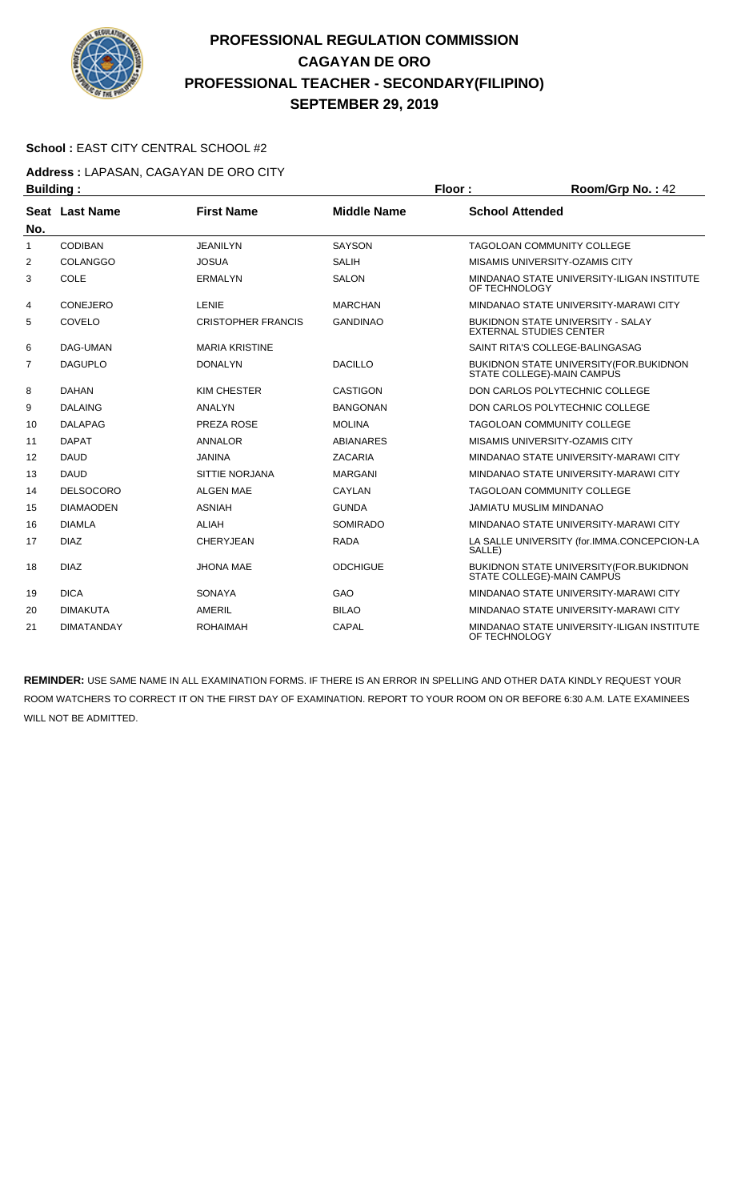# PROFESSIONAL REGULATION COMMISSION
## CAGAYAN DE ORO
## PROFESSIONAL TEACHER - SECONDARY(FILIPINO)
## SEPTEMBER 29, 2019

**School :** EAST CITY CENTRAL SCHOOL #2

**Address :** LAPASAN, CAGAYAN DE ORO CITY

**Building :** **Floor :** **Room/Grp No. :** 42

| Seat No. | Last Name | First Name | Middle Name | School Attended |
|---|---|---|---|---|
| 1 | CODIBAN | JEANILYN | SAYSON | TAGOLOAN COMMUNITY COLLEGE |
| 2 | COLANGGO | JOSUA | SALIH | MISAMIS UNIVERSITY-OZAMIS CITY |
| 3 | COLE | ERMALYN | SALON | MINDANAO STATE UNIVERSITY-ILIGAN INSTITUTE OF TECHNOLOGY |
| 4 | CONEJERO | LENIE | MARCHAN | MINDANAO STATE UNIVERSITY-MARAWI CITY |
| 5 | COVELO | CRISTOPHER FRANCIS | GANDINAO | BUKIDNON STATE UNIVERSITY - SALAY EXTERNAL STUDIES CENTER |
| 6 | DAG-UMAN | MARIA KRISTINE | | SAINT RITA'S COLLEGE-BALINGASAG |
| 7 | DAGUPLO | DONALYN | DACILLO | BUKIDNON STATE UNIVERSITY(FOR.BUKIDNON STATE COLLEGE)-MAIN CAMPUS |
| 8 | DAHAN | KIM CHESTER | CASTIGON | DON CARLOS POLYTECHNIC COLLEGE |
| 9 | DALAING | ANALYN | BANGONAN | DON CARLOS POLYTECHNIC COLLEGE |
| 10 | DALAPAG | PREZA ROSE | MOLINA | TAGOLOAN COMMUNITY COLLEGE |
| 11 | DAPAT | ANNALOR | ABIANARES | MISAMIS UNIVERSITY-OZAMIS CITY |
| 12 | DAUD | JANINA | ZACARIA | MINDANAO STATE UNIVERSITY-MARAWI CITY |
| 13 | DAUD | SITTIE NORJANA | MARGANI | MINDANAO STATE UNIVERSITY-MARAWI CITY |
| 14 | DELSOCORO | ALGEN MAE | CAYLAN | TAGOLOAN COMMUNITY COLLEGE |
| 15 | DIAMAODEN | ASNIAH | GUNDA | JAMIATU MUSLIM MINDANAO |
| 16 | DIAMLA | ALIAH | SOMIRADO | MINDANAO STATE UNIVERSITY-MARAWI CITY |
| 17 | DIAZ | CHERYJEAN | RADA | LA SALLE UNIVERSITY (for.IMMA.CONCEPCION-LA SALLE) |
| 18 | DIAZ | JHONA MAE | ODCHIGUE | BUKIDNON STATE UNIVERSITY(FOR.BUKIDNON STATE COLLEGE)-MAIN CAMPUS |
| 19 | DICA | SONAYA | GAO | MINDANAO STATE UNIVERSITY-MARAWI CITY |
| 20 | DIMAKUTA | AMERIL | BILAO | MINDANAO STATE UNIVERSITY-MARAWI CITY |
| 21 | DIMATANDAY | ROHAIMAH | CAPAL | MINDANAO STATE UNIVERSITY-ILIGAN INSTITUTE OF TECHNOLOGY |

**REMINDER:** USE SAME NAME IN ALL EXAMINATION FORMS. IF THERE IS AN ERROR IN SPELLING AND OTHER DATA KINDLY REQUEST YOUR ROOM WATCHERS TO CORRECT IT ON THE FIRST DAY OF EXAMINATION. REPORT TO YOUR ROOM ON OR BEFORE 6:30 A.M. LATE EXAMINEES WILL NOT BE ADMITTED.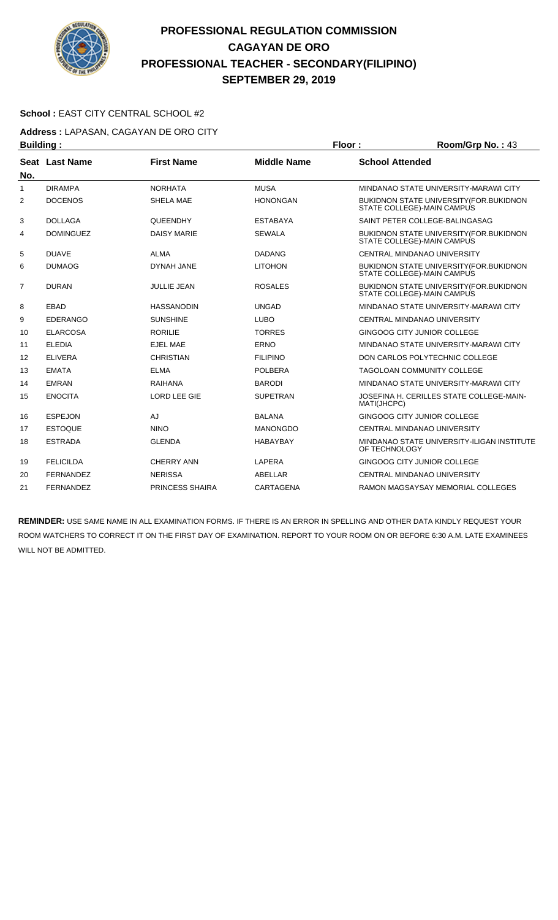# PROFESSIONAL REGULATION COMMISSION
# CAGAYAN DE ORO
# PROFESSIONAL TEACHER - SECONDARY(FILIPINO)
# SEPTEMBER 29, 2019

**School :** EAST CITY CENTRAL SCHOOL #2

**Address :** LAPASAN, CAGAYAN DE ORO CITY

**Building :** **Floor :** **Room/Grp No. :** 43

| Seat No. | Last Name | First Name | Middle Name | School Attended |
|---|---|---|---|---|
| 1 | DIRAMPA | NORHATA | MUSA | MINDANAO STATE UNIVERSITY-MARAWI CITY |
| 2 | DOCENOS | SHELA MAE | HONONGAN | BUKIDNON STATE UNIVERSITY(FOR.BUKIDNON STATE COLLEGE)-MAIN CAMPUS |
| 3 | DOLLAGA | QUEENDHY | ESTABAYA | SAINT PETER COLLEGE-BALINGASAG |
| 4 | DOMINGUEZ | DAISY MARIE | SEWALA | BUKIDNON STATE UNIVERSITY(FOR.BUKIDNON STATE COLLEGE)-MAIN CAMPUS |
| 5 | DUAVE | ALMA | DADANG | CENTRAL MINDANAO UNIVERSITY |
| 6 | DUMAOG | DYNAH JANE | LITOHON | BUKIDNON STATE UNIVERSITY(FOR.BUKIDNON STATE COLLEGE)-MAIN CAMPUS |
| 7 | DURAN | JULLIE JEAN | ROSALES | BUKIDNON STATE UNIVERSITY(FOR.BUKIDNON STATE COLLEGE)-MAIN CAMPUS |
| 8 | EBAD | HASSANODIN | UNGAD | MINDANAO STATE UNIVERSITY-MARAWI CITY |
| 9 | EDERANGO | SUNSHINE | LUBO | CENTRAL MINDANAO UNIVERSITY |
| 10 | ELARCOSA | RORILIE | TORRES | GINGOOG CITY JUNIOR COLLEGE |
| 11 | ELEDIA | EJEL MAE | ERNO | MINDANAO STATE UNIVERSITY-MARAWI CITY |
| 12 | ELIVERA | CHRISTIAN | FILIPINO | DON CARLOS POLYTECHNIC COLLEGE |
| 13 | EMATA | ELMA | POLBERA | TAGOLOAN COMMUNITY COLLEGE |
| 14 | EMRAN | RAIHANA | BARODI | MINDANAO STATE UNIVERSITY-MARAWI CITY |
| 15 | ENOCITA | LORD LEE GIE | SUPETRAN | JOSEFINA H. CERILLES STATE COLLEGE-MAIN-MATI(JHCPC) |
| 16 | ESPEJON | AJ | BALANA | GINGOOG CITY JUNIOR COLLEGE |
| 17 | ESTOQUE | NINO | MANONGDO | CENTRAL MINDANAO UNIVERSITY |
| 18 | ESTRADA | GLENDA | HABAYBAY | MINDANAO STATE UNIVERSITY-ILIGAN INSTITUTE OF TECHNOLOGY |
| 19 | FELICILDA | CHERRY ANN | LAPERA | GINGOOG CITY JUNIOR COLLEGE |
| 20 | FERNANDEZ | NERISSA | ABELLAR | CENTRAL MINDANAO UNIVERSITY |
| 21 | FERNANDEZ | PRINCESS SHAIRA | CARTAGENA | RAMON MAGSAYSAY MEMORIAL COLLEGES |

**REMINDER:** USE SAME NAME IN ALL EXAMINATION FORMS. IF THERE IS AN ERROR IN SPELLING AND OTHER DATA KINDLY REQUEST YOUR ROOM WATCHERS TO CORRECT IT ON THE FIRST DAY OF EXAMINATION. REPORT TO YOUR ROOM ON OR BEFORE 6:30 A.M. LATE EXAMINEES WILL NOT BE ADMITTED.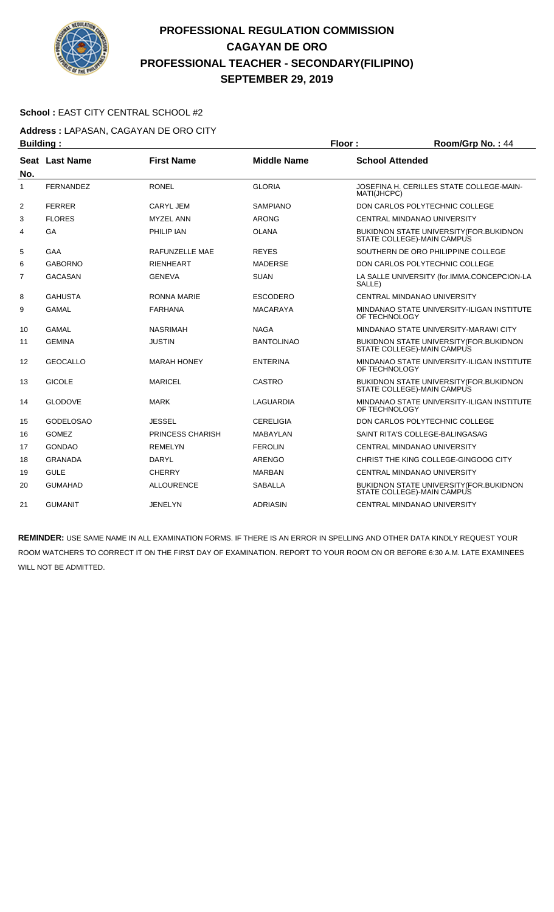# PROFESSIONAL REGULATION COMMISSION
## CAGAYAN DE ORO
## PROFESSIONAL TEACHER - SECONDARY(FILIPINO)
## SEPTEMBER 29, 2019

**School :** EAST CITY CENTRAL SCHOOL #2

**Address :** LAPASAN, CAGAYAN DE ORO CITY

**Building :** **Floor :** **Room/Grp No. :** 44

| Seat No. | Last Name | First Name | Middle Name | School Attended |
|---|---|---|---|---|
| 1 | FERNANDEZ | RONEL | GLORIA | JOSEFINA H. CERILLES STATE COLLEGE-MAIN-MATI(JHCPC) |
| 2 | FERRER | CARYL JEM | SAMPIANO | DON CARLOS POLYTECHNIC COLLEGE |
| 3 | FLORES | MYZEL ANN | ARONG | CENTRAL MINDANAO UNIVERSITY |
| 4 | GA | PHILIP IAN | OLANA | BUKIDNON STATE UNIVERSITY(FOR.BUKIDNON STATE COLLEGE)-MAIN CAMPUS |
| 5 | GAA | RAFUNZELLE MAE | REYES | SOUTHERN DE ORO PHILIPPINE COLLEGE |
| 6 | GABORNO | RIENHEART | MADERSE | DON CARLOS POLYTECHNIC COLLEGE |
| 7 | GACASAN | GENEVA | SUAN | LA SALLE UNIVERSITY (for.IMMA.CONCEPCION-LA SALLE) |
| 8 | GAHUSTA | RONNA MARIE | ESCODERO | CENTRAL MINDANAO UNIVERSITY |
| 9 | GAMAL | FARHANA | MACARAYA | MINDANAO STATE UNIVERSITY-ILIGAN INSTITUTE OF TECHNOLOGY |
| 10 | GAMAL | NASRIMAH | NAGA | MINDANAO STATE UNIVERSITY-MARAWI CITY |
| 11 | GEMINA | JUSTIN | BANTOLINAO | BUKIDNON STATE UNIVERSITY(FOR.BUKIDNON STATE COLLEGE)-MAIN CAMPUS |
| 12 | GEOCALLO | MARAH HONEY | ENTERINA | MINDANAO STATE UNIVERSITY-ILIGAN INSTITUTE OF TECHNOLOGY |
| 13 | GICOLE | MARICEL | CASTRO | BUKIDNON STATE UNIVERSITY(FOR.BUKIDNON STATE COLLEGE)-MAIN CAMPUS |
| 14 | GLODOVE | MARK | LAGUARDIA | MINDANAO STATE UNIVERSITY-ILIGAN INSTITUTE OF TECHNOLOGY |
| 15 | GODELOSAO | JESSEL | CERELIGIA | DON CARLOS POLYTECHNIC COLLEGE |
| 16 | GOMEZ | PRINCESS CHARISH | MABAYLAN | SAINT RITA'S COLLEGE-BALINGASAG |
| 17 | GONDAO | REMELYN | FEROLIN | CENTRAL MINDANAO UNIVERSITY |
| 18 | GRANADA | DARYL | ARENGO | CHRIST THE KING COLLEGE-GINGOOG CITY |
| 19 | GULE | CHERRY | MARBAN | CENTRAL MINDANAO UNIVERSITY |
| 20 | GUMAHAD | ALLOURENCE | SABALLA | BUKIDNON STATE UNIVERSITY(FOR.BUKIDNON STATE COLLEGE)-MAIN CAMPUS |
| 21 | GUMANIT | JENELYN | ADRIASIN | CENTRAL MINDANAO UNIVERSITY |

**REMINDER:** USE SAME NAME IN ALL EXAMINATION FORMS. IF THERE IS AN ERROR IN SPELLING AND OTHER DATA KINDLY REQUEST YOUR ROOM WATCHERS TO CORRECT IT ON THE FIRST DAY OF EXAMINATION. REPORT TO YOUR ROOM ON OR BEFORE 6:30 A.M. LATE EXAMINEES WILL NOT BE ADMITTED.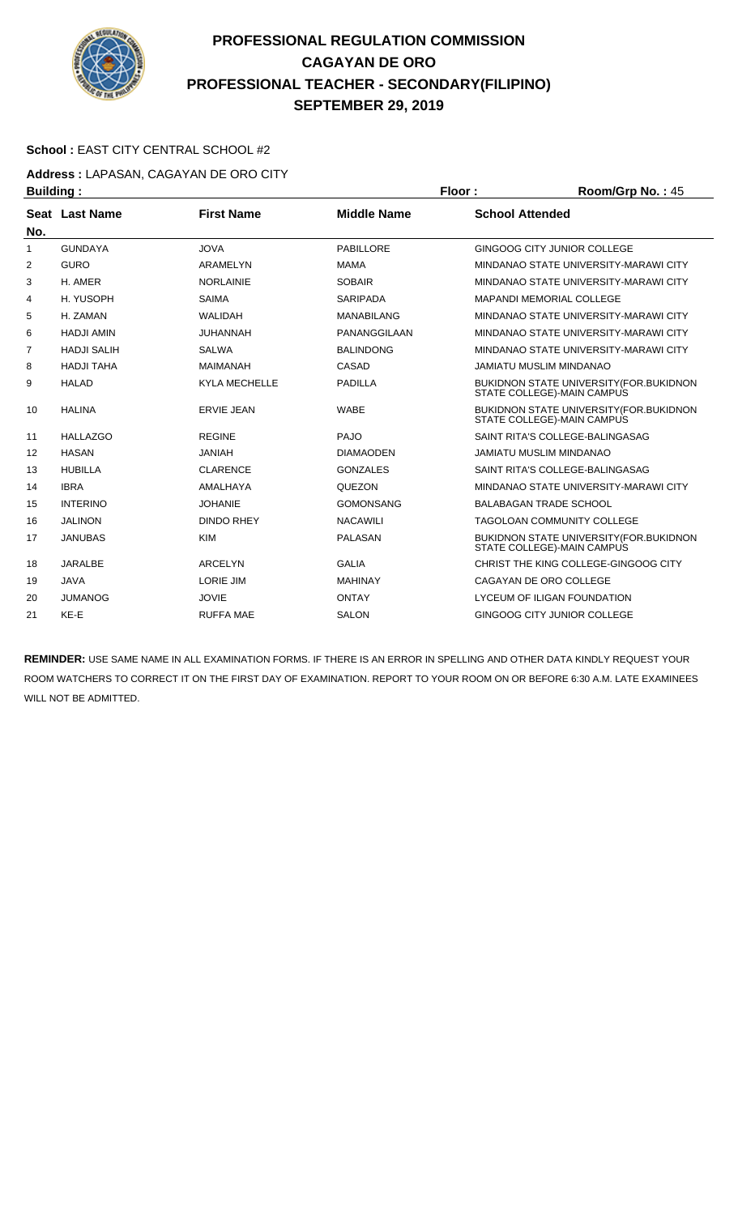# PROFESSIONAL REGULATION COMMISSION
## CAGAYAN DE ORO
## PROFESSIONAL TEACHER - SECONDARY(FILIPINO)
## SEPTEMBER 29, 2019

**School :** EAST CITY CENTRAL SCHOOL #2

**Address :** LAPASAN, CAGAYAN DE ORO CITY

**Building :** **Floor :** **Room/Grp No. :** 45

| Seat No. | Last Name | First Name | Middle Name | School Attended |
|---|---|---|---|---|
| 1 | GUNDAYA | JOVA | PABILLORE | GINGOOG CITY JUNIOR COLLEGE |
| 2 | GURO | ARAMELYN | MAMA | MINDANAO STATE UNIVERSITY-MARAWI CITY |
| 3 | H. AMER | NORLAINIE | SOBAIR | MINDANAO STATE UNIVERSITY-MARAWI CITY |
| 4 | H. YUSOPH | SAIMA | SARIPADA | MAPANDI MEMORIAL COLLEGE |
| 5 | H. ZAMAN | WALIDAH | MANABILANG | MINDANAO STATE UNIVERSITY-MARAWI CITY |
| 6 | HADJI AMIN | JUHANNAH | PANANGGILAAN | MINDANAO STATE UNIVERSITY-MARAWI CITY |
| 7 | HADJI SALIH | SALWA | BALINDONG | MINDANAO STATE UNIVERSITY-MARAWI CITY |
| 8 | HADJI TAHA | MAIMANAH | CASAD | JAMIATU MUSLIM MINDANAO |
| 9 | HALAD | KYLA MECHELLE | PADILLA | BUKIDNON STATE UNIVERSITY(FOR.BUKIDNON STATE COLLEGE)-MAIN CAMPUS |
| 10 | HALINA | ERVIE JEAN | WABE | BUKIDNON STATE UNIVERSITY(FOR.BUKIDNON STATE COLLEGE)-MAIN CAMPUS |
| 11 | HALLAZGO | REGINE | PAJO | SAINT RITA'S COLLEGE-BALINGASAG |
| 12 | HASAN | JANIAH | DIAMAODEN | JAMIATU MUSLIM MINDANAO |
| 13 | HUBILLA | CLARENCE | GONZALES | SAINT RITA'S COLLEGE-BALINGASAG |
| 14 | IBRA | AMALHAYA | QUEZON | MINDANAO STATE UNIVERSITY-MARAWI CITY |
| 15 | INTERINO | JOHANIE | GOMONSANG | BALABAGAN TRADE SCHOOL |
| 16 | JALINON | DINDO RHEY | NACAWILI | TAGOLOAN COMMUNITY COLLEGE |
| 17 | JANUBAS | KIM | PALASAN | BUKIDNON STATE UNIVERSITY(FOR.BUKIDNON STATE COLLEGE)-MAIN CAMPUS |
| 18 | JARALBE | ARCELYN | GALIA | CHRIST THE KING COLLEGE-GINGOOG CITY |
| 19 | JAVA | LORIE JIM | MAHINAY | CAGAYAN DE ORO COLLEGE |
| 20 | JUMANOG | JOVIE | ONTAY | LYCEUM OF ILIGAN FOUNDATION |
| 21 | KE-E | RUFFA MAE | SALON | GINGOOG CITY JUNIOR COLLEGE |

**REMINDER:** USE SAME NAME IN ALL EXAMINATION FORMS. IF THERE IS AN ERROR IN SPELLING AND OTHER DATA KINDLY REQUEST YOUR ROOM WATCHERS TO CORRECT IT ON THE FIRST DAY OF EXAMINATION. REPORT TO YOUR ROOM ON OR BEFORE 6:30 A.M. LATE EXAMINEES WILL NOT BE ADMITTED.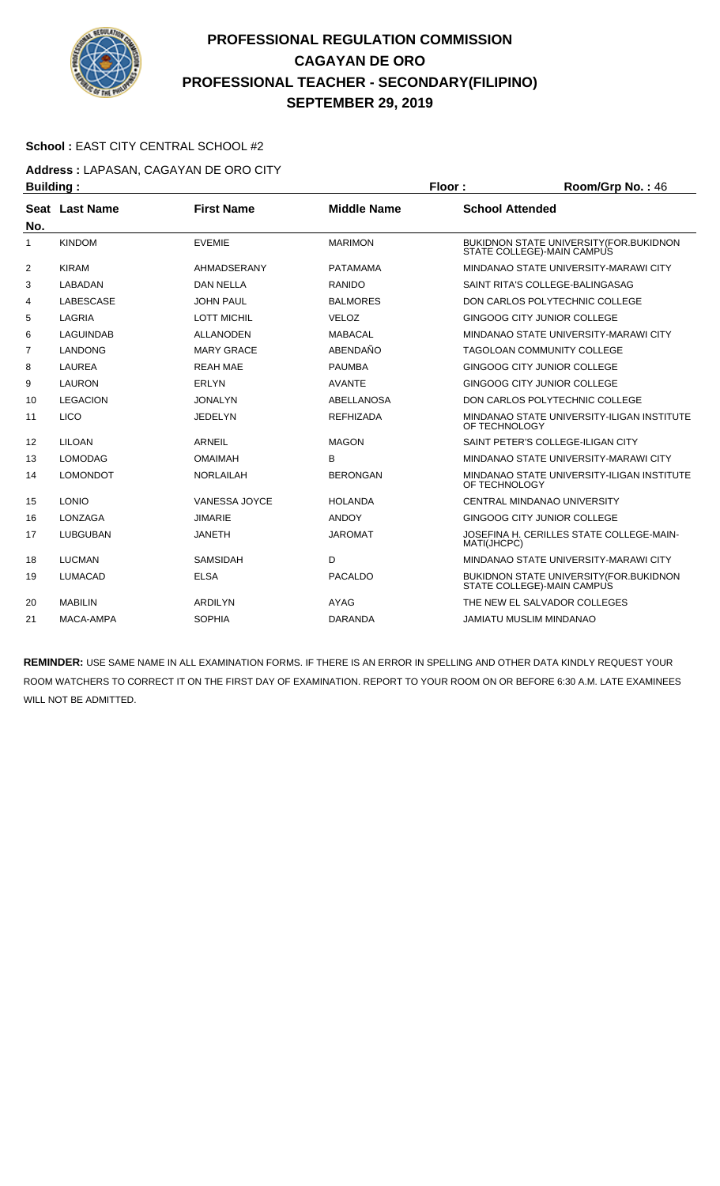# PROFESSIONAL REGULATION COMMISSION
# CAGAYAN DE ORO
# PROFESSIONAL TEACHER - SECONDARY(FILIPINO)
# SEPTEMBER 29, 2019

**School :** EAST CITY CENTRAL SCHOOL #2

**Address :** LAPASAN, CAGAYAN DE ORO CITY

**Building :** **Floor :** **Room/Grp No. :** 46

| Seat No. | Last Name | First Name | Middle Name | School Attended |
|---|---|---|---|---|
| 1 | KINDOM | EVEMIE | MARIMON | BUKIDNON STATE UNIVERSITY(FOR.BUKIDNON STATE COLLEGE)-MAIN CAMPUS |
| 2 | KIRAM | AHMADSERANY | PATAMAMA | MINDANAO STATE UNIVERSITY-MARAWI CITY |
| 3 | LABADAN | DAN NELLA | RANIDO | SAINT RITA'S COLLEGE-BALINGASAG |
| 4 | LABESCASE | JOHN PAUL | BALMORES | DON CARLOS POLYTECHNIC COLLEGE |
| 5 | LAGRIA | LOTT MICHIL | VELOZ | GINGOOG CITY JUNIOR COLLEGE |
| 6 | LAGUINDAB | ALLANODEN | MABACAL | MINDANAO STATE UNIVERSITY-MARAWI CITY |
| 7 | LANDONG | MARY GRACE | ABENDAÑO | TAGOLOAN COMMUNITY COLLEGE |
| 8 | LAUREA | REAH MAE | PAUMBA | GINGOOG CITY JUNIOR COLLEGE |
| 9 | LAURON | ERLYN | AVANTE | GINGOOG CITY JUNIOR COLLEGE |
| 10 | LEGACION | JONALYN | ABELLANOSA | DON CARLOS POLYTECHNIC COLLEGE |
| 11 | LICO | JEDELYN | REFHIZADA | MINDANAO STATE UNIVERSITY-ILIGAN INSTITUTE OF TECHNOLOGY |
| 12 | LILOAN | ARNEIL | MAGON | SAINT PETER'S COLLEGE-ILIGAN CITY |
| 13 | LOMODAG | OMAIMAH | B | MINDANAO STATE UNIVERSITY-MARAWI CITY |
| 14 | LOMONDOT | NORLAILAH | BERONGAN | MINDANAO STATE UNIVERSITY-ILIGAN INSTITUTE OF TECHNOLOGY |
| 15 | LONIO | VANESSA JOYCE | HOLANDA | CENTRAL MINDANAO UNIVERSITY |
| 16 | LONZAGA | JIMARIE | ANDOY | GINGOOG CITY JUNIOR COLLEGE |
| 17 | LUBGUBAN | JANETH | JAROMAT | JOSEFINA H. CERILLES STATE COLLEGE-MAIN-MATI(JHCPC) |
| 18 | LUCMAN | SAMSIDAH | D | MINDANAO STATE UNIVERSITY-MARAWI CITY |
| 19 | LUMACAD | ELSA | PACALDO | BUKIDNON STATE UNIVERSITY(FOR.BUKIDNON STATE COLLEGE)-MAIN CAMPUS |
| 20 | MABILIN | ARDILYN | AYAG | THE NEW EL SALVADOR COLLEGES |
| 21 | MACA-AMPA | SOPHIA | DARANDA | JAMIATU MUSLIM MINDANAO |

**REMINDER:** USE SAME NAME IN ALL EXAMINATION FORMS. IF THERE IS AN ERROR IN SPELLING AND OTHER DATA KINDLY REQUEST YOUR ROOM WATCHERS TO CORRECT IT ON THE FIRST DAY OF EXAMINATION. REPORT TO YOUR ROOM ON OR BEFORE 6:30 A.M. LATE EXAMINEES WILL NOT BE ADMITTED.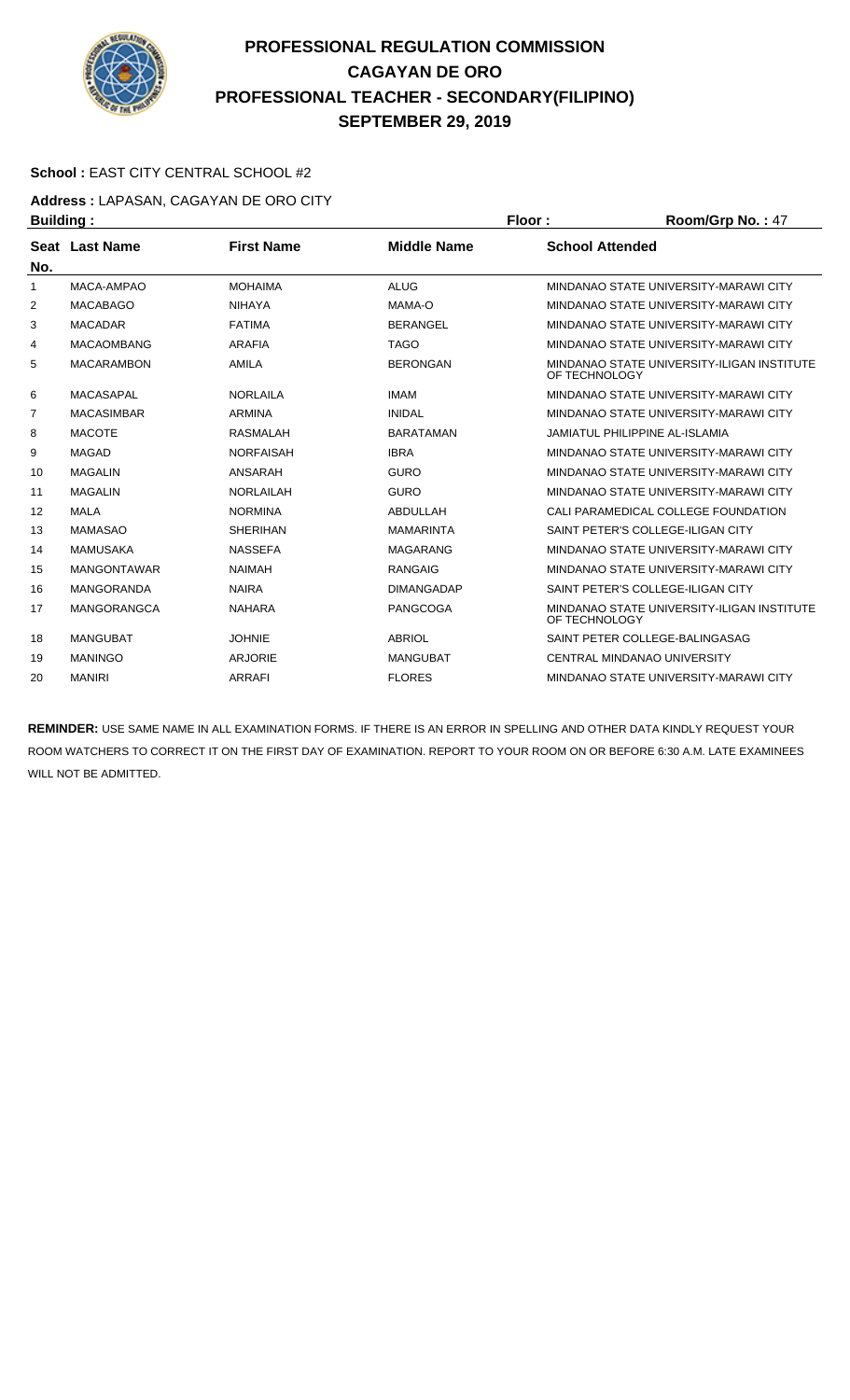# PROFESSIONAL REGULATION COMMISSION
## CAGAYAN DE ORO
## PROFESSIONAL TEACHER - SECONDARY(FILIPINO)
## SEPTEMBER 29, 2019

**School :** EAST CITY CENTRAL SCHOOL #2

**Address :** LAPASAN, CAGAYAN DE ORO CITY

**Building :** **Floor :** **Room/Grp No. :** 47

| Seat No. | Last Name | First Name | Middle Name | School Attended |
|---|---|---|---|---|
| 1 | MACA-AMPAO | MOHAIMA | ALUG | MINDANAO STATE UNIVERSITY-MARAWI CITY |
| 2 | MACABAGO | NIHAYA | MAMA-O | MINDANAO STATE UNIVERSITY-MARAWI CITY |
| 3 | MACADAR | FATIMA | BERANGEL | MINDANAO STATE UNIVERSITY-MARAWI CITY |
| 4 | MACAOMBANG | ARAFIA | TAGO | MINDANAO STATE UNIVERSITY-MARAWI CITY |
| 5 | MACARAMBON | AMILA | BERONGAN | MINDANAO STATE UNIVERSITY-ILIGAN INSTITUTE OF TECHNOLOGY |
| 6 | MACASAPAL | NORLAILA | IMAM | MINDANAO STATE UNIVERSITY-MARAWI CITY |
| 7 | MACASIMBAR | ARMINA | INIDAL | MINDANAO STATE UNIVERSITY-MARAWI CITY |
| 8 | MACOTE | RASMALAH | BARATAMAN | JAMIATUL PHILIPPINE AL-ISLAMIA |
| 9 | MAGAD | NORFAISAH | IBRA | MINDANAO STATE UNIVERSITY-MARAWI CITY |
| 10 | MAGALIN | ANSARAH | GURO | MINDANAO STATE UNIVERSITY-MARAWI CITY |
| 11 | MAGALIN | NORLAILAH | GURO | MINDANAO STATE UNIVERSITY-MARAWI CITY |
| 12 | MALA | NORMINA | ABDULLAH | CALI PARAMEDICAL COLLEGE FOUNDATION |
| 13 | MAMASAO | SHERIHAN | MAMARINTA | SAINT PETER'S COLLEGE-ILIGAN CITY |
| 14 | MAMUSAKA | NASSEFA | MAGARANG | MINDANAO STATE UNIVERSITY-MARAWI CITY |
| 15 | MANGONTAWAR | NAIMAH | RANGAIG | MINDANAO STATE UNIVERSITY-MARAWI CITY |
| 16 | MANGORANDA | NAIRA | DIMANGADAP | SAINT PETER'S COLLEGE-ILIGAN CITY |
| 17 | MANGORANGCA | NAHARA | PANGCOGA | MINDANAO STATE UNIVERSITY-ILIGAN INSTITUTE OF TECHNOLOGY |
| 18 | MANGUBAT | JOHNIE | ABRIOL | SAINT PETER COLLEGE-BALINGASAG |
| 19 | MANINGO | ARJORIE | MANGUBAT | CENTRAL MINDANAO UNIVERSITY |
| 20 | MANIRI | ARRAFI | FLORES | MINDANAO STATE UNIVERSITY-MARAWI CITY |

**REMINDER:** USE SAME NAME IN ALL EXAMINATION FORMS. IF THERE IS AN ERROR IN SPELLING AND OTHER DATA KINDLY REQUEST YOUR ROOM WATCHERS TO CORRECT IT ON THE FIRST DAY OF EXAMINATION. REPORT TO YOUR ROOM ON OR BEFORE 6:30 A.M. LATE EXAMINEES WILL NOT BE ADMITTED.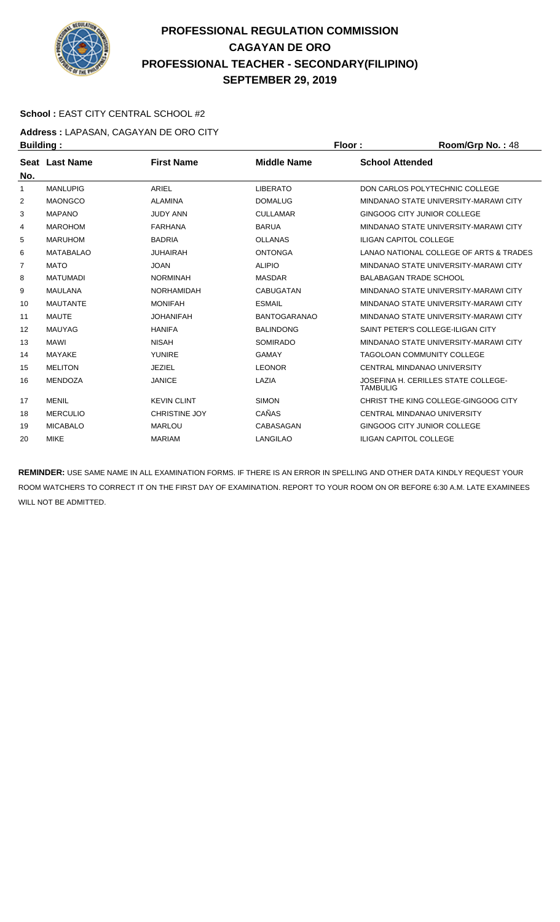# PROFESSIONAL REGULATION COMMISSION
## CAGAYAN DE ORO
## PROFESSIONAL TEACHER - SECONDARY(FILIPINO)
## SEPTEMBER 29, 2019

**School :** EAST CITY CENTRAL SCHOOL #2

**Address :** LAPASAN, CAGAYAN DE ORO CITY

**Building :** **Floor :** **Room/Grp No. :** 48

| Seat No. | Last Name | First Name | Middle Name | School Attended |
|---|---|---|---|---|
| 1 | MANLUPIG | ARIEL | LIBERATO | DON CARLOS POLYTECHNIC COLLEGE |
| 2 | MAONGCO | ALAMINA | DOMALUG | MINDANAO STATE UNIVERSITY-MARAWI CITY |
| 3 | MAPANO | JUDY ANN | CULLAMAR | GINGOOG CITY JUNIOR COLLEGE |
| 4 | MAROHOM | FARHANA | BARUA | MINDANAO STATE UNIVERSITY-MARAWI CITY |
| 5 | MARUHOM | BADRIA | OLLANAS | ILIGAN CAPITOL COLLEGE |
| 6 | MATABALAO | JUHAIRAH | ONTONGA | LANAO NATIONAL COLLEGE OF ARTS & TRADES |
| 7 | MATO | JOAN | ALIPIO | MINDANAO STATE UNIVERSITY-MARAWI CITY |
| 8 | MATUMADI | NORMINAH | MASDAR | BALABAGAN TRADE SCHOOL |
| 9 | MAULANA | NORHAMIDAH | CABUGATAN | MINDANAO STATE UNIVERSITY-MARAWI CITY |
| 10 | MAUTANTE | MONIFAH | ESMAIL | MINDANAO STATE UNIVERSITY-MARAWI CITY |
| 11 | MAUTE | JOHANIFAH | BANTOGARANAO | MINDANAO STATE UNIVERSITY-MARAWI CITY |
| 12 | MAUYAG | HANIFA | BALINDONG | SAINT PETER'S COLLEGE-ILIGAN CITY |
| 13 | MAWI | NISAH | SOMIRADO | MINDANAO STATE UNIVERSITY-MARAWI CITY |
| 14 | MAYAKE | YUNIRE | GAMAY | TAGOLOAN COMMUNITY COLLEGE |
| 15 | MELITON | JEZIEL | LEONOR | CENTRAL MINDANAO UNIVERSITY |
| 16 | MENDOZA | JANICE | LAZIA | JOSEFINA H. CERILLES STATE COLLEGE-TAMBULIG |
| 17 | MENIL | KEVIN CLINT | SIMON | CHRIST THE KING COLLEGE-GINGOOG CITY |
| 18 | MERCULIO | CHRISTINE JOY | CAÑAS | CENTRAL MINDANAO UNIVERSITY |
| 19 | MICABALO | MARLOU | CABASAGAN | GINGOOG CITY JUNIOR COLLEGE |
| 20 | MIKE | MARIAM | LANGILAO | ILIGAN CAPITOL COLLEGE |

**REMINDER:** USE SAME NAME IN ALL EXAMINATION FORMS. IF THERE IS AN ERROR IN SPELLING AND OTHER DATA KINDLY REQUEST YOUR ROOM WATCHERS TO CORRECT IT ON THE FIRST DAY OF EXAMINATION. REPORT TO YOUR ROOM ON OR BEFORE 6:30 A.M. LATE EXAMINEES WILL NOT BE ADMITTED.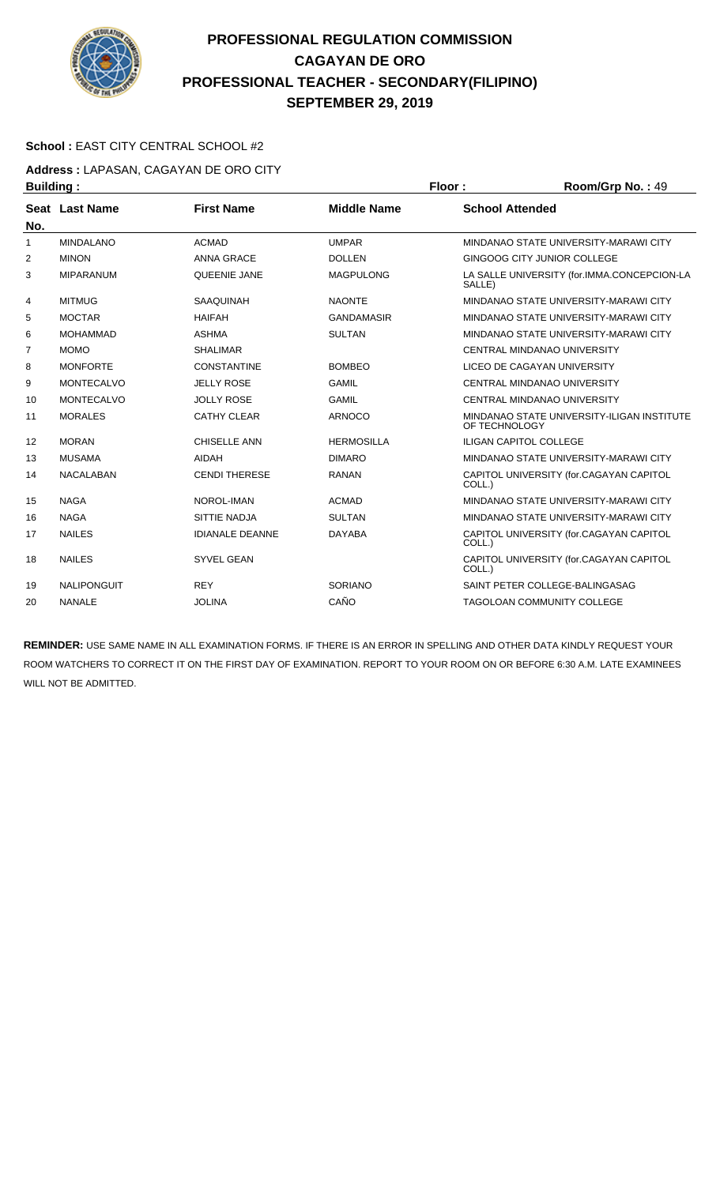# PROFESSIONAL REGULATION COMMISSION
## CAGAYAN DE ORO
## PROFESSIONAL TEACHER - SECONDARY(FILIPINO)
## SEPTEMBER 29, 2019

**School :** EAST CITY CENTRAL SCHOOL #2

**Address :** LAPASAN, CAGAYAN DE ORO CITY

**Building :** | **Floor :** | **Room/Grp No. :** 49

| Seat No. | Last Name | First Name | Middle Name | School Attended |
|---|---|---|---|---|
| 1 | MINDALANO | ACMAD | UMPAR | MINDANAO STATE UNIVERSITY-MARAWI CITY |
| 2 | MINON | ANNA GRACE | DOLLEN | GINGOOG CITY JUNIOR COLLEGE |
| 3 | MIPARANUM | QUEENIE JANE | MAGPULONG | LA SALLE UNIVERSITY (for.IMMA.CONCEPCION-LA SALLE) |
| 4 | MITMUG | SAAQUINAH | NAONTE | MINDANAO STATE UNIVERSITY-MARAWI CITY |
| 5 | MOCTAR | HAIFAH | GANDAMASIR | MINDANAO STATE UNIVERSITY-MARAWI CITY |
| 6 | MOHAMMAD | ASHMA | SULTAN | MINDANAO STATE UNIVERSITY-MARAWI CITY |
| 7 | MOMO | SHALIMAR | | CENTRAL MINDANAO UNIVERSITY |
| 8 | MONFORTE | CONSTANTINE | BOMBEO | LICEO DE CAGAYAN UNIVERSITY |
| 9 | MONTECALVO | JELLY ROSE | GAMIL | CENTRAL MINDANAO UNIVERSITY |
| 10 | MONTECALVO | JOLLY ROSE | GAMIL | CENTRAL MINDANAO UNIVERSITY |
| 11 | MORALES | CATHY CLEAR | ARNOCO | MINDANAO STATE UNIVERSITY-ILIGAN INSTITUTE OF TECHNOLOGY |
| 12 | MORAN | CHISELLE ANN | HERMOSILLA | ILIGAN CAPITOL COLLEGE |
| 13 | MUSAMA | AIDAH | DIMARO | MINDANAO STATE UNIVERSITY-MARAWI CITY |
| 14 | NACALABAN | CENDI THERESE | RANAN | CAPITOL UNIVERSITY (for.CAGAYAN CAPITOL COLL.) |
| 15 | NAGA | NOROL-IMAN | ACMAD | MINDANAO STATE UNIVERSITY-MARAWI CITY |
| 16 | NAGA | SITTIE NADJA | SULTAN | MINDANAO STATE UNIVERSITY-MARAWI CITY |
| 17 | NAILES | IDIANALE DEANNE | DAYABA | CAPITOL UNIVERSITY (for.CAGAYAN CAPITOL COLL.) |
| 18 | NAILES | SYVEL GEAN | | CAPITOL UNIVERSITY (for.CAGAYAN CAPITOL COLL.) |
| 19 | NALIPONGUIT | REY | SORIANO | SAINT PETER COLLEGE-BALINGASAG |
| 20 | NANALE | JOLINA | CAÑO | TAGOLOAN COMMUNITY COLLEGE |

**REMINDER:** USE SAME NAME IN ALL EXAMINATION FORMS. IF THERE IS AN ERROR IN SPELLING AND OTHER DATA KINDLY REQUEST YOUR ROOM WATCHERS TO CORRECT IT ON THE FIRST DAY OF EXAMINATION. REPORT TO YOUR ROOM ON OR BEFORE 6:30 A.M. LATE EXAMINEES WILL NOT BE ADMITTED.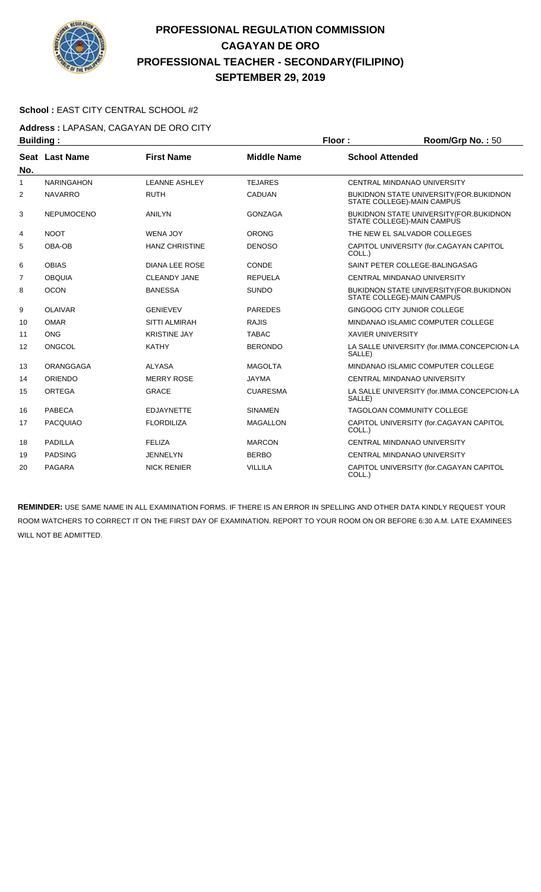# PROFESSIONAL REGULATION COMMISSION
## CAGAYAN DE ORO
## PROFESSIONAL TEACHER - SECONDARY(FILIPINO)
## SEPTEMBER 29, 2019

**School :** EAST CITY CENTRAL SCHOOL #2

**Address :** LAPASAN, CAGAYAN DE ORO CITY

**Building :** **Floor :** **Room/Grp No. :** 50

| Seat No. | Last Name | First Name | Middle Name | School Attended |
|---|---|---|---|---|
| 1 | NARINGAHON | LEANNE ASHLEY | TEJARES | CENTRAL MINDANAO UNIVERSITY |
| 2 | NAVARRO | RUTH | CADUAN | BUKIDNON STATE UNIVERSITY(FOR.BUKIDNON STATE COLLEGE)-MAIN CAMPUS |
| 3 | NEPUMOCENO | ANILYN | GONZAGA | BUKIDNON STATE UNIVERSITY(FOR.BUKIDNON STATE COLLEGE)-MAIN CAMPUS |
| 4 | NOOT | WENA JOY | ORONG | THE NEW EL SALVADOR COLLEGES |
| 5 | OBA-OB | HANZ CHRISTINE | DENOSO | CAPITOL UNIVERSITY (for.CAGAYAN CAPITOL COLL.) |
| 6 | OBIAS | DIANA LEE ROSE | CONDE | SAINT PETER COLLEGE-BALINGASAG |
| 7 | OBQUIA | CLEANDY JANE | REPUELA | CENTRAL MINDANAO UNIVERSITY |
| 8 | OCON | BANESSA | SUNDO | BUKIDNON STATE UNIVERSITY(FOR.BUKIDNON STATE COLLEGE)-MAIN CAMPUS |
| 9 | OLAIVAR | GENIEVEV | PAREDES | GINGOOG CITY JUNIOR COLLEGE |
| 10 | OMAR | SITTI ALMIRAH | RAJIS | MINDANAO ISLAMIC COMPUTER COLLEGE |
| 11 | ONG | KRISTINE JAY | TABAC | XAVIER UNIVERSITY |
| 12 | ONGCOL | KATHY | BERONDO | LA SALLE UNIVERSITY (for.IMMA.CONCEPCION-LA SALLE) |
| 13 | ORANGGAGA | ALYASA | MAGOLTA | MINDANAO ISLAMIC COMPUTER COLLEGE |
| 14 | ORIENDO | MERRY ROSE | JAYMA | CENTRAL MINDANAO UNIVERSITY |
| 15 | ORTEGA | GRACE | CUARESMA | LA SALLE UNIVERSITY (for.IMMA.CONCEPCION-LA SALLE) |
| 16 | PABECA | EDJAYNETTE | SINAMEN | TAGOLOAN COMMUNITY COLLEGE |
| 17 | PACQUIAO | FLORDILIZA | MAGALLON | CAPITOL UNIVERSITY (for.CAGAYAN CAPITOL COLL.) |
| 18 | PADILLA | FELIZA | MARCON | CENTRAL MINDANAO UNIVERSITY |
| 19 | PADSING | JENNELYN | BERBO | CENTRAL MINDANAO UNIVERSITY |
| 20 | PAGARA | NICK RENIER | VILLILA | CAPITOL UNIVERSITY (for.CAGAYAN CAPITOL COLL.) |

**REMINDER:** USE SAME NAME IN ALL EXAMINATION FORMS. IF THERE IS AN ERROR IN SPELLING AND OTHER DATA KINDLY REQUEST YOUR ROOM WATCHERS TO CORRECT IT ON THE FIRST DAY OF EXAMINATION. REPORT TO YOUR ROOM ON OR BEFORE 6:30 A.M. LATE EXAMINEES WILL NOT BE ADMITTED.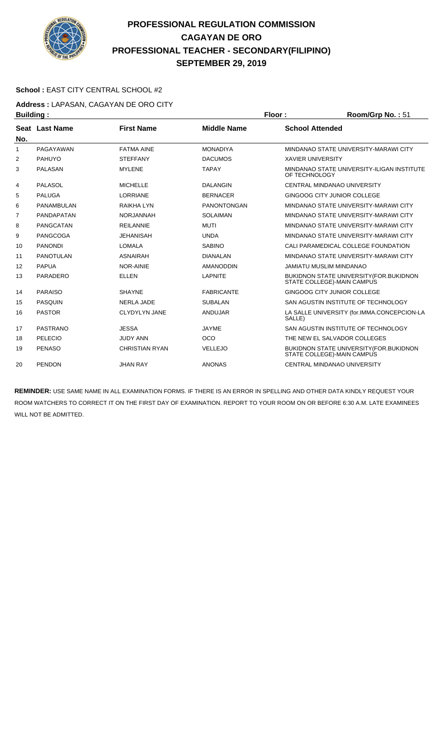# PROFESSIONAL REGULATION COMMISSION
## CAGAYAN DE ORO
## PROFESSIONAL TEACHER - SECONDARY(FILIPINO)
## SEPTEMBER 29, 2019

**School :** EAST CITY CENTRAL SCHOOL #2

**Address :** LAPASAN, CAGAYAN DE ORO CITY

**Building :** **Floor :** **Room/Grp No. :** 51

| Seat No. | Last Name | First Name | Middle Name | School Attended |
|---|---|---|---|---|
| 1 | PAGAYAWAN | FATMA AINE | MONADIYA | MINDANAO STATE UNIVERSITY-MARAWI CITY |
| 2 | PAHUYO | STEFFANY | DACUMOS | XAVIER UNIVERSITY |
| 3 | PALASAN | MYLENE | TAPAY | MINDANAO STATE UNIVERSITY-ILIGAN INSTITUTE OF TECHNOLOGY |
| 4 | PALASOL | MICHELLE | DALANGIN | CENTRAL MINDANAO UNIVERSITY |
| 5 | PALUGA | LORRIANE | BERNACER | GINGOOG CITY JUNIOR COLLEGE |
| 6 | PANAMBULAN | RAIKHA LYN | PANONTONGAN | MINDANAO STATE UNIVERSITY-MARAWI CITY |
| 7 | PANDAPATAN | NORJANNAH | SOLAIMAN | MINDANAO STATE UNIVERSITY-MARAWI CITY |
| 8 | PANGCATAN | REILANNIE | MUTI | MINDANAO STATE UNIVERSITY-MARAWI CITY |
| 9 | PANGCOGA | JEHANISAH | UNDA | MINDANAO STATE UNIVERSITY-MARAWI CITY |
| 10 | PANONDI | LOMALA | SABINO | CALI PARAMEDICAL COLLEGE FOUNDATION |
| 11 | PANOTULAN | ASNAIRAH | DIANALAN | MINDANAO STATE UNIVERSITY-MARAWI CITY |
| 12 | PAPUA | NOR-AINIE | AMANODDIN | JAMIATU MUSLIM MINDANAO |
| 13 | PARADERO | ELLEN | LAPNITE | BUKIDNON STATE UNIVERSITY(FOR.BUKIDNON STATE COLLEGE)-MAIN CAMPUS |
| 14 | PARAISO | SHAYNE | FABRICANTE | GINGOOG CITY JUNIOR COLLEGE |
| 15 | PASQUIN | NERLA JADE | SUBALAN | SAN AGUSTIN INSTITUTE OF TECHNOLOGY |
| 16 | PASTOR | CLYDYLYN JANE | ANDUJAR | LA SALLE UNIVERSITY (for.IMMA.CONCEPCION-LA SALLE) |
| 17 | PASTRANO | JESSA | JAYME | SAN AGUSTIN INSTITUTE OF TECHNOLOGY |
| 18 | PELECIO | JUDY ANN | OCO | THE NEW EL SALVADOR COLLEGES |
| 19 | PENASO | CHRISTIAN RYAN | VELLEJO | BUKIDNON STATE UNIVERSITY(FOR.BUKIDNON STATE COLLEGE)-MAIN CAMPUS |
| 20 | PENDON | JHAN RAY | ANONAS | CENTRAL MINDANAO UNIVERSITY |

**REMINDER:** USE SAME NAME IN ALL EXAMINATION FORMS. IF THERE IS AN ERROR IN SPELLING AND OTHER DATA KINDLY REQUEST YOUR ROOM WATCHERS TO CORRECT IT ON THE FIRST DAY OF EXAMINATION. REPORT TO YOUR ROOM ON OR BEFORE 6:30 A.M. LATE EXAMINEES WILL NOT BE ADMITTED.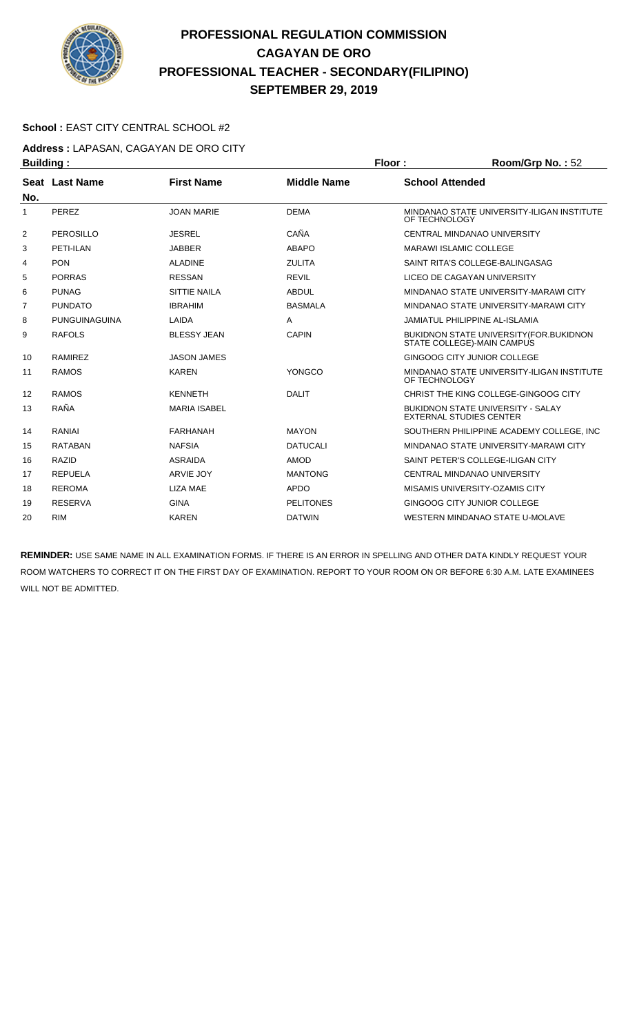# PROFESSIONAL REGULATION COMMISSION
## CAGAYAN DE ORO
## PROFESSIONAL TEACHER - SECONDARY(FILIPINO)
## SEPTEMBER 29, 2019

**School :** EAST CITY CENTRAL SCHOOL #2

**Address :** LAPASAN, CAGAYAN DE ORO CITY

**Building :** **Floor :** **Room/Grp No. :** 52

| Seat No. | Last Name | First Name | Middle Name | School Attended |
|---|---|---|---|---|
| 1 | PEREZ | JOAN MARIE | DEMA | MINDANAO STATE UNIVERSITY-ILIGAN INSTITUTE OF TECHNOLOGY |
| 2 | PEROSILLO | JESREL | CAÑA | CENTRAL MINDANAO UNIVERSITY |
| 3 | PETI-ILAN | JABBER | ABAPO | MARAWI ISLAMIC COLLEGE |
| 4 | PON | ALADINE | ZULITA | SAINT RITA'S COLLEGE-BALINGASAG |
| 5 | PORRAS | RESSAN | REVIL | LICEO DE CAGAYAN UNIVERSITY |
| 6 | PUNAG | SITTIE NAILA | ABDUL | MINDANAO STATE UNIVERSITY-MARAWI CITY |
| 7 | PUNDATO | IBRAHIM | BASMALA | MINDANAO STATE UNIVERSITY-MARAWI CITY |
| 8 | PUNGUINAGUINA | LAIDA | A | JAMIATUL PHILIPPINE AL-ISLAMIA |
| 9 | RAFOLS | BLESSY JEAN | CAPIN | BUKIDNON STATE UNIVERSITY(FOR.BUKIDNON STATE COLLEGE)-MAIN CAMPUS |
| 10 | RAMIREZ | JASON JAMES | | GINGOOG CITY JUNIOR COLLEGE |
| 11 | RAMOS | KAREN | YONGCO | MINDANAO STATE UNIVERSITY-ILIGAN INSTITUTE OF TECHNOLOGY |
| 12 | RAMOS | KENNETH | DALIT | CHRIST THE KING COLLEGE-GINGOOG CITY |
| 13 | RAÑA | MARIA ISABEL | | BUKIDNON STATE UNIVERSITY - SALAY EXTERNAL STUDIES CENTER |
| 14 | RANIAI | FARHANAH | MAYON | SOUTHERN PHILIPPINE ACADEMY COLLEGE, INC |
| 15 | RATABAN | NAFSIA | DATUCALI | MINDANAO STATE UNIVERSITY-MARAWI CITY |
| 16 | RAZID | ASRAIDA | AMOD | SAINT PETER'S COLLEGE-ILIGAN CITY |
| 17 | REPUELA | ARVIE JOY | MANTONG | CENTRAL MINDANAO UNIVERSITY |
| 18 | REROMA | LIZA MAE | APDO | MISAMIS UNIVERSITY-OZAMIS CITY |
| 19 | RESERVA | GINA | PELITONES | GINGOOG CITY JUNIOR COLLEGE |
| 20 | RIM | KAREN | DATWIN | WESTERN MINDANAO STATE U-MOLAVE |

**REMINDER:** USE SAME NAME IN ALL EXAMINATION FORMS. IF THERE IS AN ERROR IN SPELLING AND OTHER DATA KINDLY REQUEST YOUR ROOM WATCHERS TO CORRECT IT ON THE FIRST DAY OF EXAMINATION. REPORT TO YOUR ROOM ON OR BEFORE 6:30 A.M. LATE EXAMINEES WILL NOT BE ADMITTED.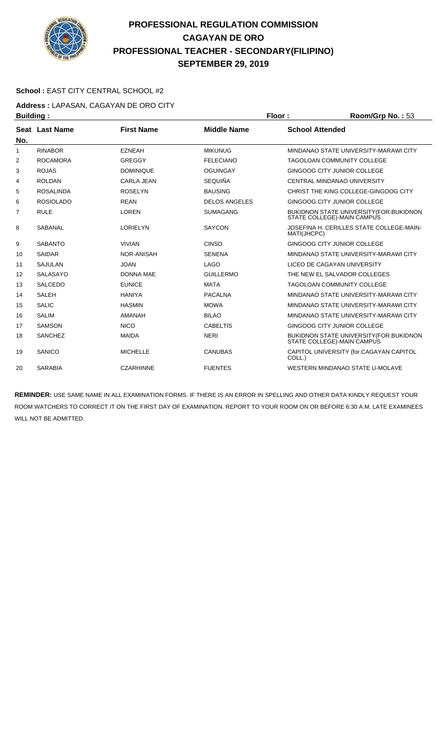# PROFESSIONAL REGULATION COMMISSION
## CAGAYAN DE ORO
## PROFESSIONAL TEACHER - SECONDARY(FILIPINO)
## SEPTEMBER 29, 2019

**School :** EAST CITY CENTRAL SCHOOL #2

**Address :** LAPASAN, CAGAYAN DE ORO CITY

**Building :** **Floor :** **Room/Grp No. :** 53

| Seat No. | Last Name | First Name | Middle Name | School Attended |
|---|---|---|---|---|
| 1 | RINABOR | EZNEAH | MIKUNUG | MINDANAO STATE UNIVERSITY-MARAWI CITY |
| 2 | ROCAMORA | GREGGY | FELECIANO | TAGOLOAN COMMUNITY COLLEGE |
| 3 | ROJAS | DOMINIQUE | OGUINGAY | GINGOOG CITY JUNIOR COLLEGE |
| 4 | ROLDAN | CARLA JEAN | SEQUIÑA | CENTRAL MINDANAO UNIVERSITY |
| 5 | ROSALINDA | ROSELYN | BAUSING | CHRIST THE KING COLLEGE-GINGOOG CITY |
| 6 | ROSIOLADO | REAN | DELOS ANGELES | GINGOOG CITY JUNIOR COLLEGE |
| 7 | RULE | LOREN | SUMAGANG | BUKIDNON STATE UNIVERSITY(FOR.BUKIDNON STATE COLLEGE)-MAIN CAMPUS |
| 8 | SABANAL | LORIELYN | SAYCON | JOSEFINA H. CERILLES STATE COLLEGE-MAIN-MATI(JHCPC) |
| 9 | SABANTO | VIVIAN | CINSO | GINGOOG CITY JUNIOR COLLEGE |
| 10 | SAIDAR | NOR-ANISAH | SENENA | MINDANAO STATE UNIVERSITY-MARAWI CITY |
| 11 | SAJULAN | JOAN | LAGO | LICEO DE CAGAYAN UNIVERSITY |
| 12 | SALASAYO | DONNA MAE | GUILLERMO | THE NEW EL SALVADOR COLLEGES |
| 13 | SALCEDO | EUNICE | MATA | TAGOLOAN COMMUNITY COLLEGE |
| 14 | SALEH | HANIYA | PACALNA | MINDANAO STATE UNIVERSITY-MARAWI CITY |
| 15 | SALIC | HASMIN | MOWA | MINDANAO STATE UNIVERSITY-MARAWI CITY |
| 16 | SALIM | AMANAH | BILAO | MINDANAO STATE UNIVERSITY-MARAWI CITY |
| 17 | SAMSON | NICO | CABELTIS | GINGOOG CITY JUNIOR COLLEGE |
| 18 | SANCHEZ | MAIDA | NERI | BUKIDNON STATE UNIVERSITY(FOR.BUKIDNON STATE COLLEGE)-MAIN CAMPUS |
| 19 | SANICO | MICHELLE | CANUBAS | CAPITOL UNIVERSITY (for.CAGAYAN CAPITOL COLL.) |
| 20 | SARABIA | CZARHINNE | FUENTES | WESTERN MINDANAO STATE U-MOLAVE |

**REMINDER:** USE SAME NAME IN ALL EXAMINATION FORMS. IF THERE IS AN ERROR IN SPELLING AND OTHER DATA KINDLY REQUEST YOUR ROOM WATCHERS TO CORRECT IT ON THE FIRST DAY OF EXAMINATION. REPORT TO YOUR ROOM ON OR BEFORE 6:30 A.M. LATE EXAMINEES WILL NOT BE ADMITTED.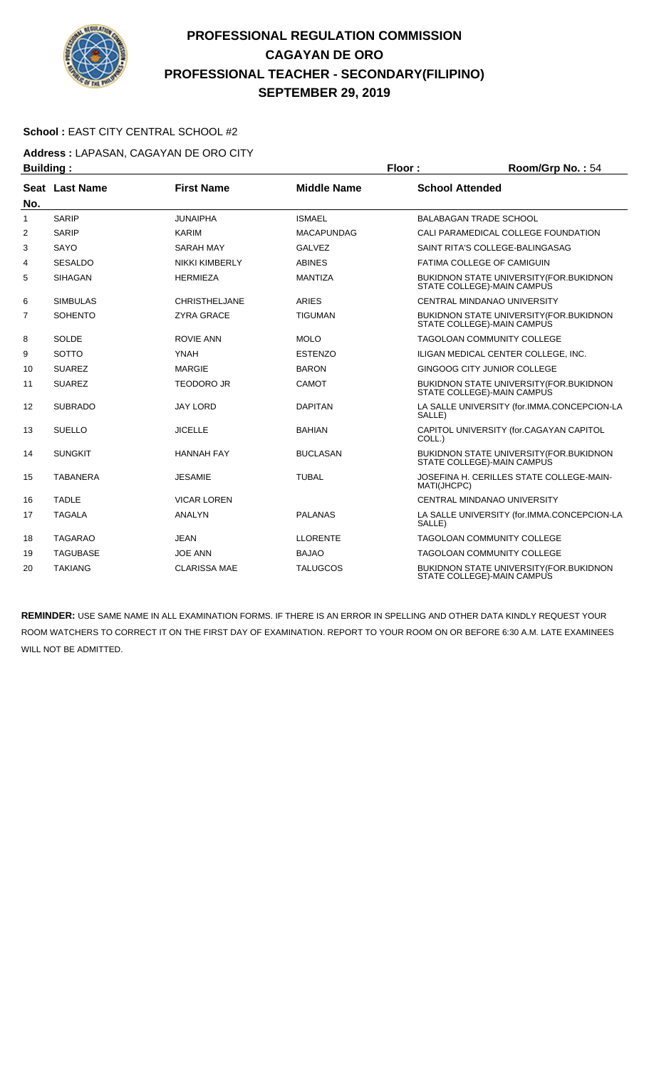# PROFESSIONAL REGULATION COMMISSION
## CAGAYAN DE ORO
## PROFESSIONAL TEACHER - SECONDARY(FILIPINO)
## SEPTEMBER 29, 2019

**School :** EAST CITY CENTRAL SCHOOL #2

**Address :** LAPASAN, CAGAYAN DE ORO CITY

**Building :** **Floor :** **Room/Grp No. :** 54

| Seat No. | Last Name | First Name | Middle Name | School Attended |
|---|---|---|---|---|
| 1 | SARIP | JUNAIPHA | ISMAEL | BALABAGAN TRADE SCHOOL |
| 2 | SARIP | KARIM | MACAPUNDAG | CALI PARAMEDICAL COLLEGE FOUNDATION |
| 3 | SAYO | SARAH MAY | GALVEZ | SAINT RITA'S COLLEGE-BALINGASAG |
| 4 | SESALDO | NIKKI KIMBERLY | ABINES | FATIMA COLLEGE OF CAMIGUIN |
| 5 | SIHAGAN | HERMIEZA | MANTIZA | BUKIDNON STATE UNIVERSITY(FOR.BUKIDNON STATE COLLEGE)-MAIN CAMPUS |
| 6 | SIMBULAS | CHRISTHELJANE | ARIES | CENTRAL MINDANAO UNIVERSITY |
| 7 | SOHENTO | ZYRA GRACE | TIGUMAN | BUKIDNON STATE UNIVERSITY(FOR.BUKIDNON STATE COLLEGE)-MAIN CAMPUS |
| 8 | SOLDE | ROVIE ANN | MOLO | TAGOLOAN COMMUNITY COLLEGE |
| 9 | SOTTO | YNAH | ESTENZO | ILIGAN MEDICAL CENTER COLLEGE, INC. |
| 10 | SUAREZ | MARGIE | BARON | GINGOOG CITY JUNIOR COLLEGE |
| 11 | SUAREZ | TEODORO JR | CAMOT | BUKIDNON STATE UNIVERSITY(FOR.BUKIDNON STATE COLLEGE)-MAIN CAMPUS |
| 12 | SUBRADO | JAY LORD | DAPITAN | LA SALLE UNIVERSITY (for.IMMA.CONCEPCION-LA SALLE) |
| 13 | SUELLO | JICELLE | BAHIAN | CAPITOL UNIVERSITY (for.CAGAYAN CAPITOL COLL.) |
| 14 | SUNGKIT | HANNAH FAY | BUCLASAN | BUKIDNON STATE UNIVERSITY(FOR.BUKIDNON STATE COLLEGE)-MAIN CAMPUS |
| 15 | TABANERA | JESAMIE | TUBAL | JOSEFINA H. CERILLES STATE COLLEGE-MAIN-MATI(JHCPC) |
| 16 | TADLE | VICAR LOREN | | CENTRAL MINDANAO UNIVERSITY |
| 17 | TAGALA | ANALYN | PALANAS | LA SALLE UNIVERSITY (for.IMMA.CONCEPCION-LA SALLE) |
| 18 | TAGARAO | JEAN | LLORENTE | TAGOLOAN COMMUNITY COLLEGE |
| 19 | TAGUBASE | JOE ANN | BAJAO | TAGOLOAN COMMUNITY COLLEGE |
| 20 | TAKIANG | CLARISSA MAE | TALUGCOS | BUKIDNON STATE UNIVERSITY(FOR.BUKIDNON STATE COLLEGE)-MAIN CAMPUS |

**REMINDER:** USE SAME NAME IN ALL EXAMINATION FORMS. IF THERE IS AN ERROR IN SPELLING AND OTHER DATA KINDLY REQUEST YOUR ROOM WATCHERS TO CORRECT IT ON THE FIRST DAY OF EXAMINATION. REPORT TO YOUR ROOM ON OR BEFORE 6:30 A.M. LATE EXAMINEES WILL NOT BE ADMITTED.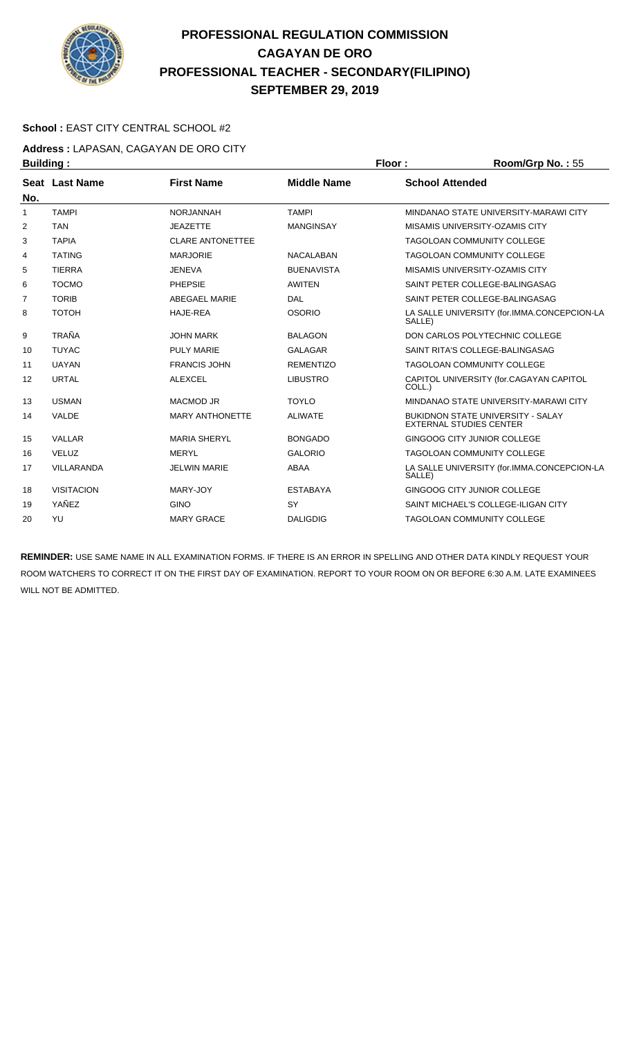# PROFESSIONAL REGULATION COMMISSION
## CAGAYAN DE ORO
## PROFESSIONAL TEACHER - SECONDARY(FILIPINO)
## SEPTEMBER 29, 2019

**School :** EAST CITY CENTRAL SCHOOL #2

**Address :** LAPASAN, CAGAYAN DE ORO CITY

**Building :** **Floor :** **Room/Grp No. :** 55

| Seat No. | Last Name | First Name | Middle Name | School Attended |
|---|---|---|---|---|
| 1 | TAMPI | NORJANNAH | TAMPI | MINDANAO STATE UNIVERSITY-MARAWI CITY |
| 2 | TAN | JEAZETTE | MANGINSAY | MISAMIS UNIVERSITY-OZAMIS CITY |
| 3 | TAPIA | CLARE ANTONETTEE | | TAGOLOAN COMMUNITY COLLEGE |
| 4 | TATING | MARJORIE | NACALABAN | TAGOLOAN COMMUNITY COLLEGE |
| 5 | TIERRA | JENEVA | BUENAVISTA | MISAMIS UNIVERSITY-OZAMIS CITY |
| 6 | TOCMO | PHEPSIE | AWITEN | SAINT PETER COLLEGE-BALINGASAG |
| 7 | TORIB | ABEGAEL MARIE | DAL | SAINT PETER COLLEGE-BALINGASAG |
| 8 | TOTOH | HAJE-REA | OSORIO | LA SALLE UNIVERSITY (for.IMMA.CONCEPCION-LA SALLE) |
| 9 | TRAÑA | JOHN MARK | BALAGON | DON CARLOS POLYTECHNIC COLLEGE |
| 10 | TUYAC | PULY MARIE | GALAGAR | SAINT RITA'S COLLEGE-BALINGASAG |
| 11 | UAYAN | FRANCIS JOHN | REMENTIZO | TAGOLOAN COMMUNITY COLLEGE |
| 12 | URTAL | ALEXCEL | LIBUSTRO | CAPITOL UNIVERSITY (for.CAGAYAN CAPITOL COLL.) |
| 13 | USMAN | MACMOD JR | TOYLO | MINDANAO STATE UNIVERSITY-MARAWI CITY |
| 14 | VALDE | MARY ANTHONETTE | ALIWATE | BUKIDNON STATE UNIVERSITY - SALAY EXTERNAL STUDIES CENTER |
| 15 | VALLAR | MARIA SHERYL | BONGADO | GINGOOG CITY JUNIOR COLLEGE |
| 16 | VELUZ | MERYL | GALORIO | TAGOLOAN COMMUNITY COLLEGE |
| 17 | VILLARANDA | JELWIN MARIE | ABAA | LA SALLE UNIVERSITY (for.IMMA.CONCEPCION-LA SALLE) |
| 18 | VISITACION | MARY-JOY | ESTABAYA | GINGOOG CITY JUNIOR COLLEGE |
| 19 | YAÑEZ | GINO | SY | SAINT MICHAEL'S COLLEGE-ILIGAN CITY |
| 20 | YU | MARY GRACE | DALIGDIG | TAGOLOAN COMMUNITY COLLEGE |

**REMINDER:** USE SAME NAME IN ALL EXAMINATION FORMS. IF THERE IS AN ERROR IN SPELLING AND OTHER DATA KINDLY REQUEST YOUR ROOM WATCHERS TO CORRECT IT ON THE FIRST DAY OF EXAMINATION. REPORT TO YOUR ROOM ON OR BEFORE 6:30 A.M. LATE EXAMINEES WILL NOT BE ADMITTED.